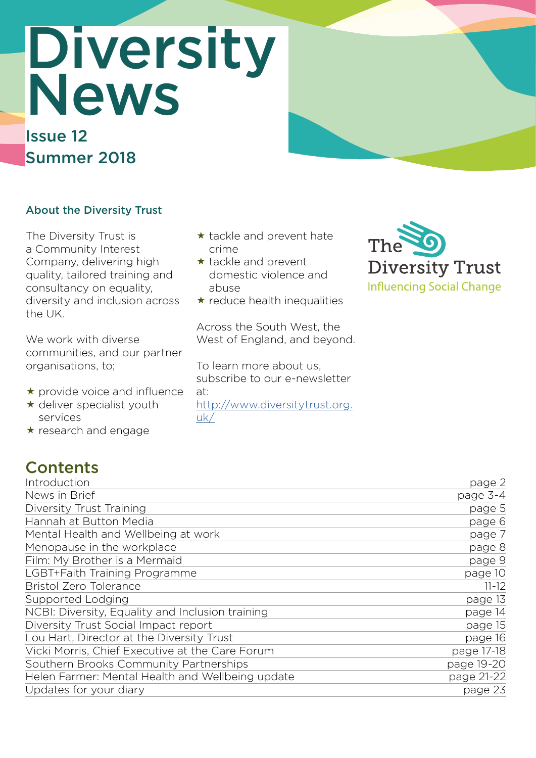# Diversity News

## Issue 12
## Summer 2018

### About the Diversity Trust

The Diversity Trust is a Community Interest Company, delivering high quality, tailored training and consultancy on equality, diversity and inclusion across the UK.

We work with diverse communities, and our partner organisations, to;

- ★ provide voice and influence
- ★ deliver specialist youth services
- ★ research and engage
- ★ tackle and prevent hate crime
- ★ tackle and prevent domestic violence and abuse
- ★ reduce health inequalities

Across the South West, the West of England, and beyond.

To learn more about us, subscribe to our e-newsletter at:
http://www.diversitytrust.org.uk/

The Diversity Trust
Influencing Social Change

## Contents

| | |
|---|---|
| Introduction | page 2 |
| News in Brief | page 3-4 |
| Diversity Trust Training | page 5 |
| Hannah at Button Media | page 6 |
| Mental Health and Wellbeing at work | page 7 |
| Menopause in the workplace | page 8 |
| Film: My Brother is a Mermaid | page 9 |
| LGBT+Faith Training Programme | page 10 |
| Bristol Zero Tolerance | 11-12 |
| Supported Lodging | page 13 |
| NCBI: Diversity, Equality and Inclusion training | page 14 |
| Diversity Trust Social Impact report | page 15 |
| Lou Hart, Director at the Diversity Trust | page 16 |
| Vicki Morris, Chief Executive at the Care Forum | page 17-18 |
| Southern Brooks Community Partnerships | page 19-20 |
| Helen Farmer: Mental Health and Wellbeing update | page 21-22 |
| Updates for your diary | page 23 |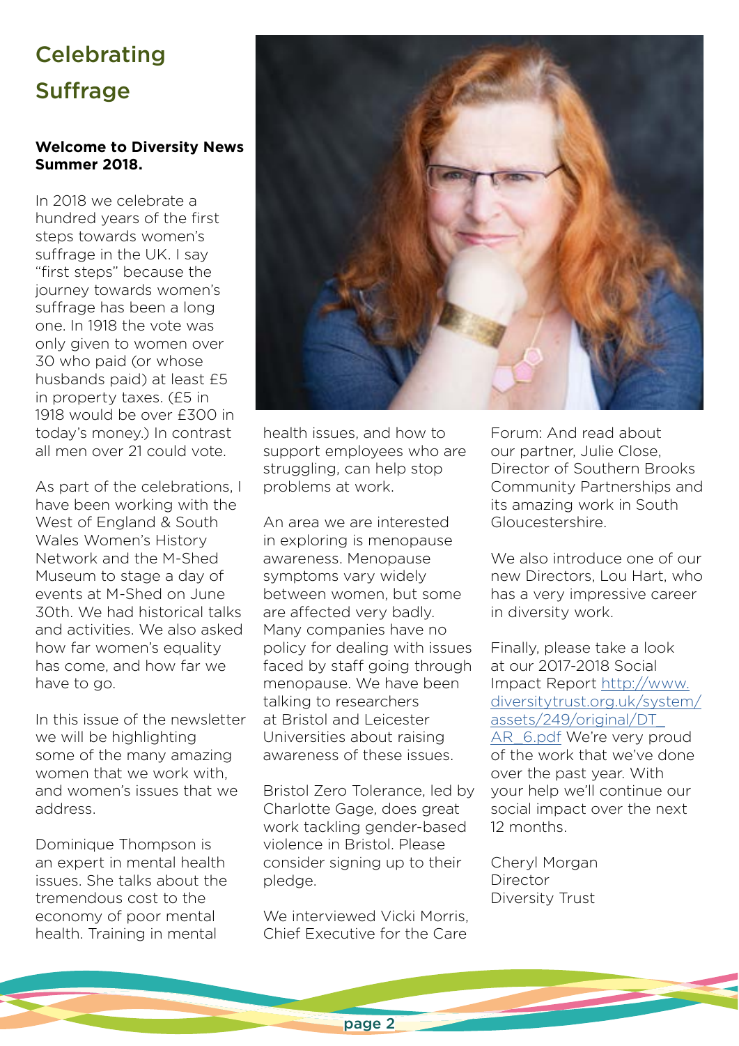# Celebrating Suffrage

**Welcome to Diversity News Summer 2018.**

In 2018 we celebrate a hundred years of the first steps towards women's suffrage in the UK. I say "first steps" because the journey towards women's suffrage has been a long one. In 1918 the vote was only given to women over 30 who paid (or whose husbands paid) at least £5 in property taxes. (£5 in 1918 would be over £300 in today's money.) In contrast all men over 21 could vote.

As part of the celebrations, I have been working with the West of England & South Wales Women's History Network and the M-Shed Museum to stage a day of events at M-Shed on June 30th. We had historical talks and activities. We also asked how far women's equality has come, and how far we have to go.

In this issue of the newsletter we will be highlighting some of the many amazing women that we work with, and women's issues that we address.

Dominique Thompson is an expert in mental health issues. She talks about the tremendous cost to the economy of poor mental health. Training in mental health issues, and how to support employees who are struggling, can help stop problems at work.

An area we are interested in exploring is menopause awareness. Menopause symptoms vary widely between women, but some are affected very badly. Many companies have no policy for dealing with issues faced by staff going through menopause. We have been talking to researchers at Bristol and Leicester Universities about raising awareness of these issues.

Bristol Zero Tolerance, led by Charlotte Gage, does great work tackling gender-based violence in Bristol. Please consider signing up to their pledge.

We interviewed Vicki Morris, Chief Executive for the Care Forum: And read about our partner, Julie Close, Director of Southern Brooks Community Partnerships and its amazing work in South Gloucestershire.

We also introduce one of our new Directors, Lou Hart, who has a very impressive career in diversity work.

Finally, please take a look at our 2017-2018 Social Impact Report http://www.diversitytrust.org.uk/system/assets/249/original/DT_AR_6.pdf We're very proud of the work that we've done over the past year. With your help we'll continue our social impact over the next 12 months.

Cheryl Morgan
Director
Diversity Trust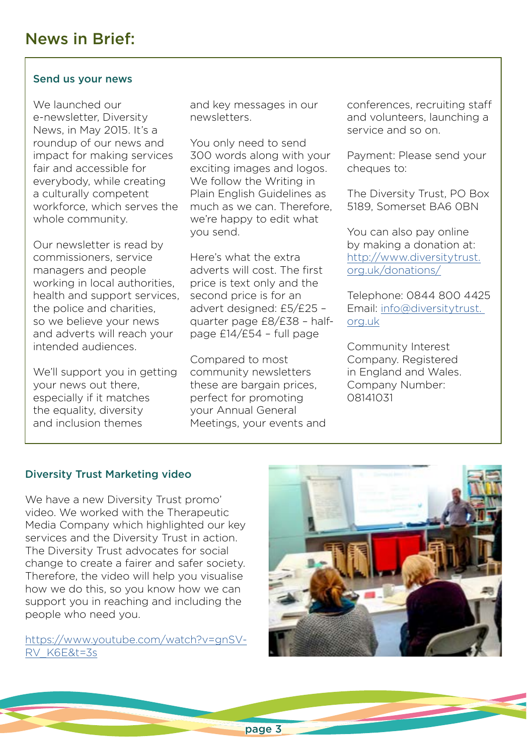# News in Brief:

### Send us your news

We launched our e-newsletter, Diversity News, in May 2015. It's a roundup of our news and impact for making services fair and accessible for everybody, while creating a culturally competent workforce, which serves the whole community.

Our newsletter is read by commissioners, service managers and people working in local authorities, health and support services, the police and charities, so we believe your news and adverts will reach your intended audiences.

We'll support you in getting your news out there, especially if it matches the equality, diversity and inclusion themes and key messages in our newsletters.

You only need to send 300 words along with your exciting images and logos. We follow the Writing in Plain English Guidelines as much as we can. Therefore, we're happy to edit what you send.

Here's what the extra adverts will cost. The first price is text only and the second price is for an advert designed: £5/£25 – quarter page £8/£38 – half-page £14/£54 – full page

Compared to most community newsletters these are bargain prices, perfect for promoting your Annual General Meetings, your events and conferences, recruiting staff and volunteers, launching a service and so on.

Payment: Please send your cheques to:

The Diversity Trust, PO Box 5189, Somerset BA6 0BN

You can also pay online by making a donation at: http://www.diversitytrust.org.uk/donations/

Telephone: 0844 800 4425
Email: info@diversitytrust.org.uk

Community Interest Company. Registered in England and Wales. Company Number: 08141031

### Diversity Trust Marketing video

We have a new Diversity Trust promo' video. We worked with the Therapeutic Media Company which highlighted our key services and the Diversity Trust in action. The Diversity Trust advocates for social change to create a fairer and safer society. Therefore, the video will help you visualise how we do this, so you know how we can support you in reaching and including the people who need you.

https://www.youtube.com/watch?v=gnSV-RV_K6E&t=3s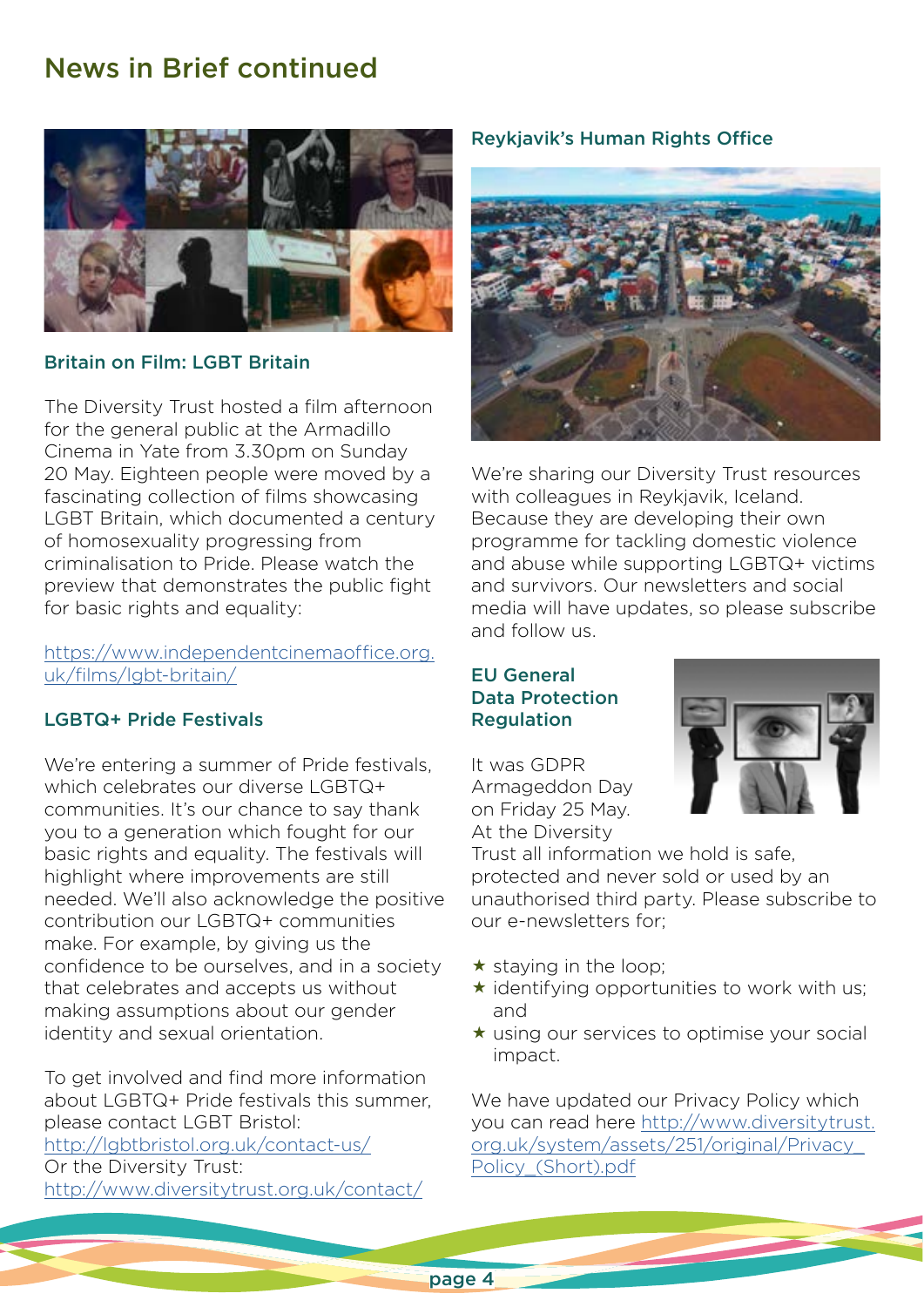# News in Brief continued

### Britain on Film: LGBT Britain

The Diversity Trust hosted a film afternoon for the general public at the Armadillo Cinema in Yate from 3.30pm on Sunday 20 May. Eighteen people were moved by a fascinating collection of films showcasing LGBT Britain, which documented a century of homosexuality progressing from criminalisation to Pride. Please watch the preview that demonstrates the public fight for basic rights and equality:

https://www.independentcinemaoffice.org.uk/films/lgbt-britain/

### LGBTQ+ Pride Festivals

We're entering a summer of Pride festivals, which celebrates our diverse LGBTQ+ communities. It's our chance to say thank you to a generation which fought for our basic rights and equality. The festivals will highlight where improvements are still needed. We'll also acknowledge the positive contribution our LGBTQ+ communities make. For example, by giving us the confidence to be ourselves, and in a society that celebrates and accepts us without making assumptions about our gender identity and sexual orientation.

To get involved and find more information about LGBTQ+ Pride festivals this summer, please contact LGBT Bristol:
http://lgbtbristol.org.uk/contact-us/
Or the Diversity Trust:
http://www.diversitytrust.org.uk/contact/

### Reykjavik's Human Rights Office

We're sharing our Diversity Trust resources with colleagues in Reykjavik, Iceland. Because they are developing their own programme for tackling domestic violence and abuse while supporting LGBTQ+ victims and survivors. Our newsletters and social media will have updates, so please subscribe and follow us.

### EU General Data Protection Regulation

It was GDPR Armageddon Day on Friday 25 May. At the Diversity Trust all information we hold is safe, protected and never sold or used by an unauthorised third party. Please subscribe to our e-newsletters for;

- ★ staying in the loop;
- ★ identifying opportunities to work with us; and
- ★ using our services to optimise your social impact.

We have updated our Privacy Policy which you can read here http://www.diversitytrust.org.uk/system/assets/251/original/Privacy_Policy_(Short).pdf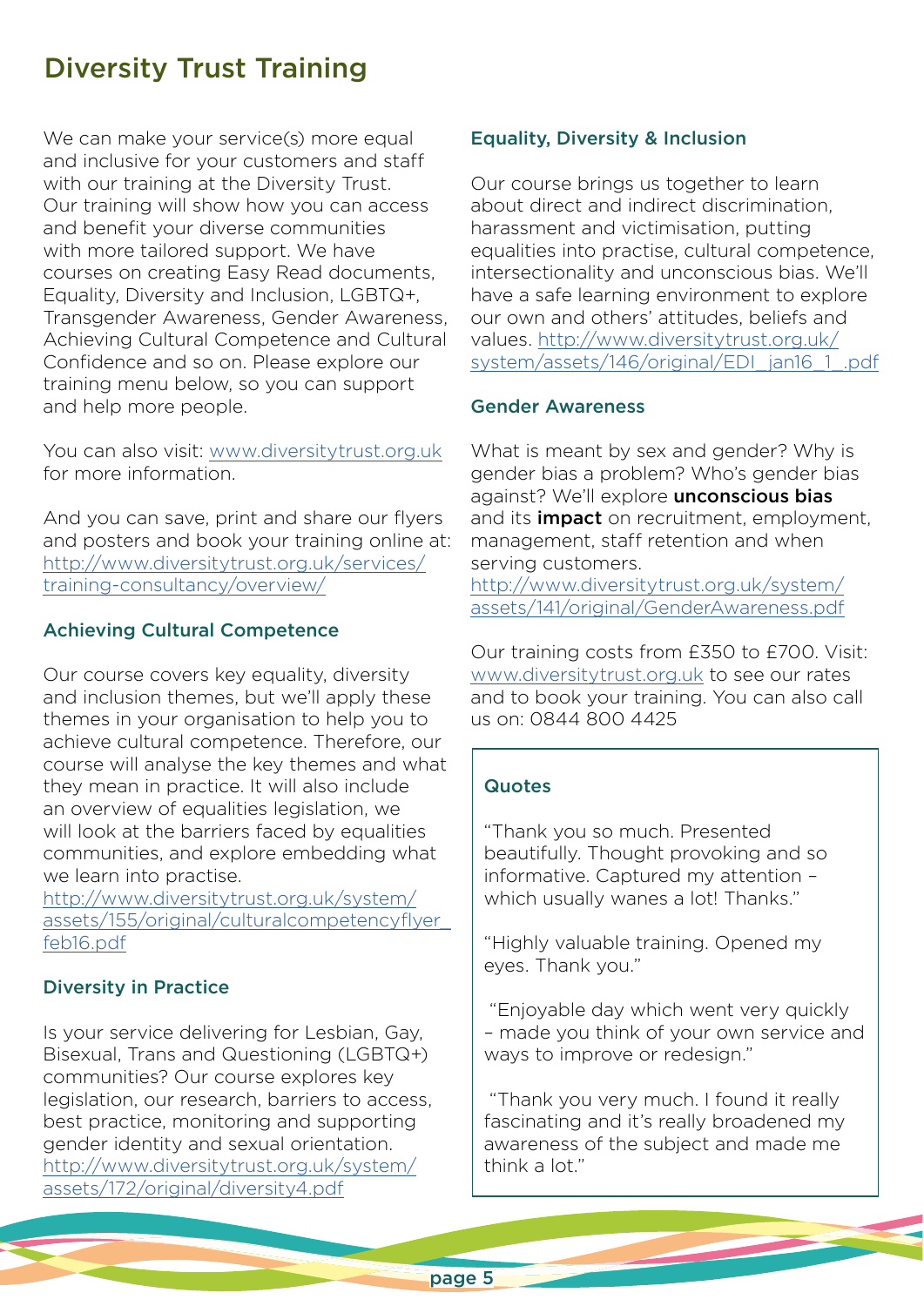# Diversity Trust Training

We can make your service(s) more equal and inclusive for your customers and staff with our training at the Diversity Trust. Our training will show how you can access and benefit your diverse communities with more tailored support. We have courses on creating Easy Read documents, Equality, Diversity and Inclusion, LGBTQ+, Transgender Awareness, Gender Awareness, Achieving Cultural Competence and Cultural Confidence and so on. Please explore our training menu below, so you can support and help more people.

You can also visit: www.diversitytrust.org.uk for more information.

And you can save, print and share our flyers and posters and book your training online at: http://www.diversitytrust.org.uk/services/training-consultancy/overview/

### Achieving Cultural Competence

Our course covers key equality, diversity and inclusion themes, but we'll apply these themes in your organisation to help you to achieve cultural competence. Therefore, our course will analyse the key themes and what they mean in practice. It will also include an overview of equalities legislation, we will look at the barriers faced by equalities communities, and explore embedding what we learn into practise.
http://www.diversitytrust.org.uk/system/assets/155/original/culturalcompetencyflyer_feb16.pdf

### Diversity in Practice

Is your service delivering for Lesbian, Gay, Bisexual, Trans and Questioning (LGBTQ+) communities? Our course explores key legislation, our research, barriers to access, best practice, monitoring and supporting gender identity and sexual orientation.
http://www.diversitytrust.org.uk/system/assets/172/original/diversity4.pdf

### Equality, Diversity & Inclusion

Our course brings us together to learn about direct and indirect discrimination, harassment and victimisation, putting equalities into practise, cultural competence, intersectionality and unconscious bias. We'll have a safe learning environment to explore our own and others' attitudes, beliefs and values. http://www.diversitytrust.org.uk/system/assets/146/original/EDI_jan16_1_.pdf

### Gender Awareness

What is meant by sex and gender? Why is gender bias a problem? Who's gender bias against? We'll explore **unconscious bias** and its **impact** on recruitment, employment, management, staff retention and when serving customers.
http://www.diversitytrust.org.uk/system/assets/141/original/GenderAwareness.pdf

Our training costs from £350 to £700. Visit: www.diversitytrust.org.uk to see our rates and to book your training. You can also call us on: 0844 800 4425

### Quotes

"Thank you so much. Presented beautifully. Thought provoking and so informative. Captured my attention – which usually wanes a lot! Thanks."

"Highly valuable training. Opened my eyes. Thank you."

"Enjoyable day which went very quickly – made you think of your own service and ways to improve or redesign."

"Thank you very much. I found it really fascinating and it's really broadened my awareness of the subject and made me think a lot."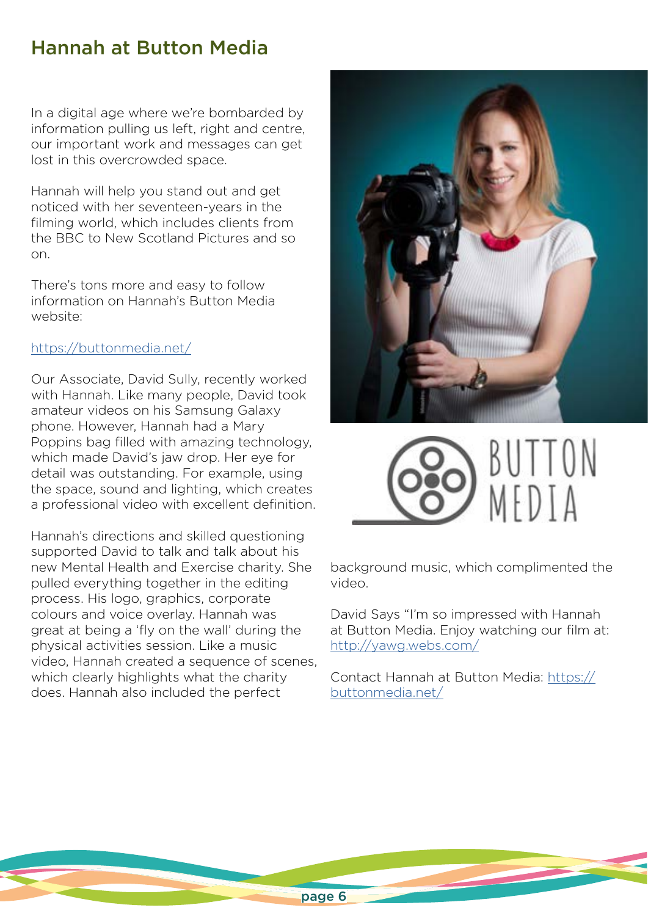# Hannah at Button Media

In a digital age where we're bombarded by information pulling us left, right and centre, our important work and messages can get lost in this overcrowded space.

Hannah will help you stand out and get noticed with her seventeen-years in the filming world, which includes clients from the BBC to New Scotland Pictures and so on.

There's tons more and easy to follow information on Hannah's Button Media website:

https://buttonmedia.net/

Our Associate, David Sully, recently worked with Hannah. Like many people, David took amateur videos on his Samsung Galaxy phone. However, Hannah had a Mary Poppins bag filled with amazing technology, which made David's jaw drop. Her eye for detail was outstanding. For example, using the space, sound and lighting, which creates a professional video with excellent definition.

Hannah's directions and skilled questioning supported David to talk and talk about his new Mental Health and Exercise charity. She pulled everything together in the editing process. His logo, graphics, corporate colours and voice overlay. Hannah was great at being a 'fly on the wall' during the physical activities session. Like a music video, Hannah created a sequence of scenes, which clearly highlights what the charity does. Hannah also included the perfect background music, which complimented the video.

David Says "I'm so impressed with Hannah at Button Media. Enjoy watching our film at: http://yawg.webs.com/

Contact Hannah at Button Media: https://buttonmedia.net/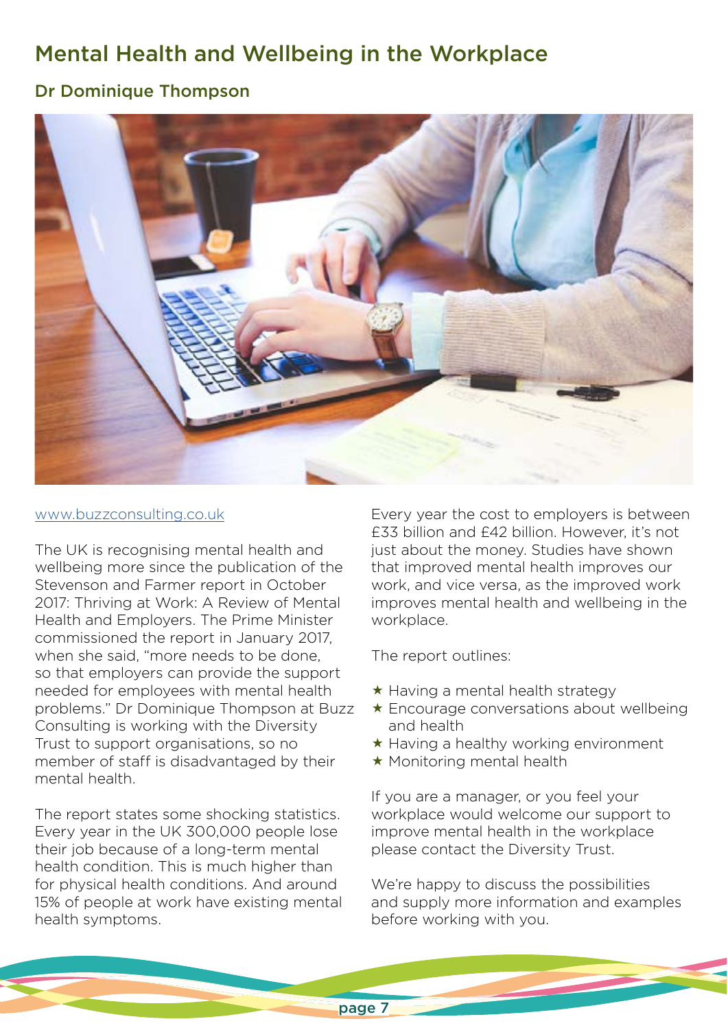# Mental Health and Wellbeing in the Workplace

## Dr Dominique Thompson

www.buzzconsulting.co.uk

The UK is recognising mental health and wellbeing more since the publication of the Stevenson and Farmer report in October 2017: Thriving at Work: A Review of Mental Health and Employers. The Prime Minister commissioned the report in January 2017, when she said, "more needs to be done, so that employers can provide the support needed for employees with mental health problems." Dr Dominique Thompson at Buzz Consulting is working with the Diversity Trust to support organisations, so no member of staff is disadvantaged by their mental health.

The report states some shocking statistics. Every year in the UK 300,000 people lose their job because of a long-term mental health condition. This is much higher than for physical health conditions. And around 15% of people at work have existing mental health symptoms.

Every year the cost to employers is between £33 billion and £42 billion. However, it's not just about the money. Studies have shown that improved mental health improves our work, and vice versa, as the improved work improves mental health and wellbeing in the workplace.

The report outlines:

- Having a mental health strategy
- Encourage conversations about wellbeing and health
- Having a healthy working environment
- Monitoring mental health

If you are a manager, or you feel your workplace would welcome our support to improve mental health in the workplace please contact the Diversity Trust.

We're happy to discuss the possibilities and supply more information and examples before working with you.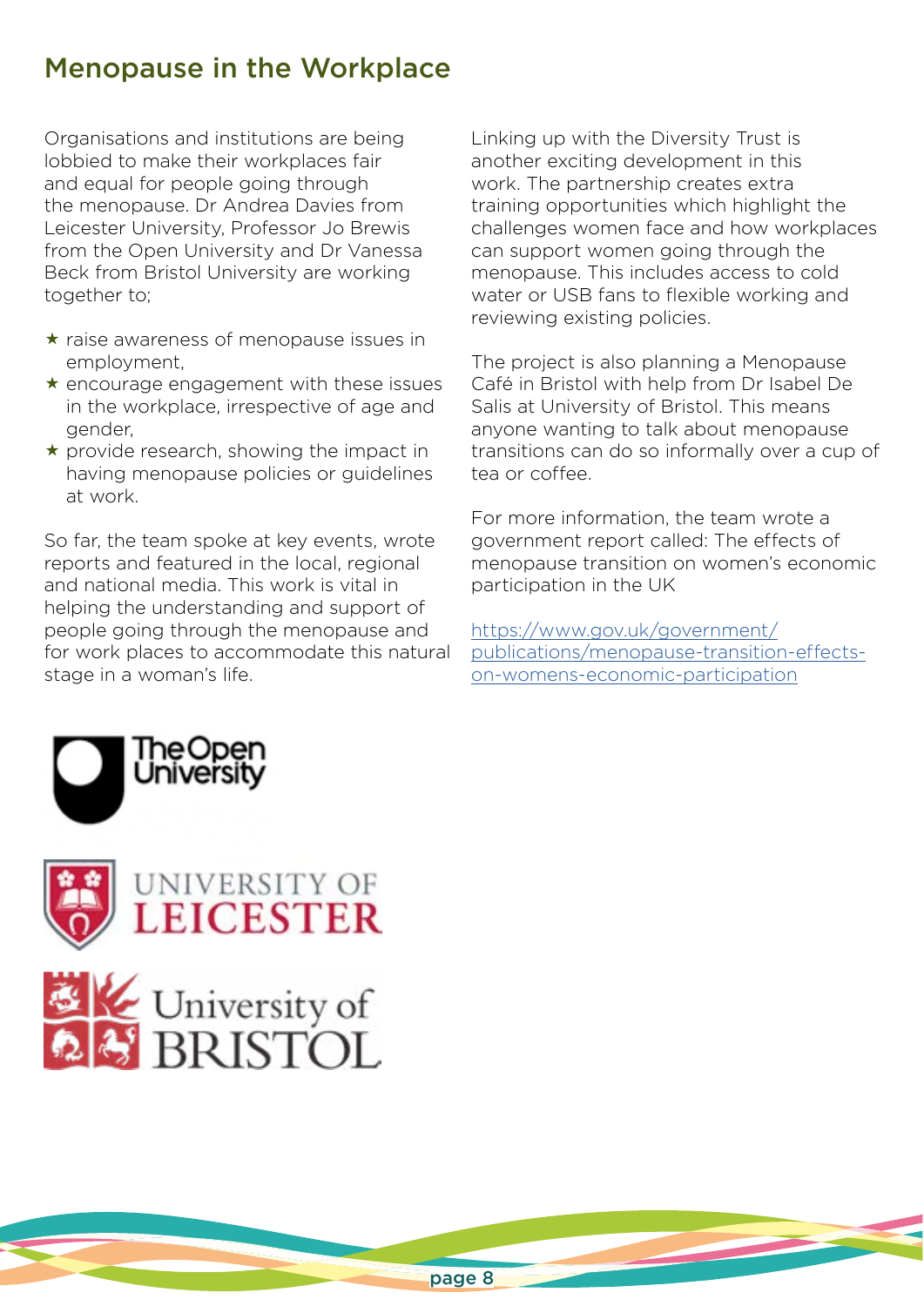# Menopause in the Workplace

Organisations and institutions are being lobbied to make their workplaces fair and equal for people going through the menopause. Dr Andrea Davies from Leicester University, Professor Jo Brewis from the Open University and Dr Vanessa Beck from Bristol University are working together to;

- raise awareness of menopause issues in employment,
- encourage engagement with these issues in the workplace, irrespective of age and gender,
- provide research, showing the impact in having menopause policies or guidelines at work.

So far, the team spoke at key events, wrote reports and featured in the local, regional and national media. This work is vital in helping the understanding and support of people going through the menopause and for work places to accommodate this natural stage in a woman's life.

Linking up with the Diversity Trust is another exciting development in this work. The partnership creates extra training opportunities which highlight the challenges women face and how workplaces can support women going through the menopause. This includes access to cold water or USB fans to flexible working and reviewing existing policies.

The project is also planning a Menopause Café in Bristol with help from Dr Isabel De Salis at University of Bristol. This means anyone wanting to talk about menopause transitions can do so informally over a cup of tea or coffee.

For more information, the team wrote a government report called: The effects of menopause transition on women's economic participation in the UK

https://www.gov.uk/government/publications/menopause-transition-effects-on-womens-economic-participation

The Open University

University of Leicester

University of Bristol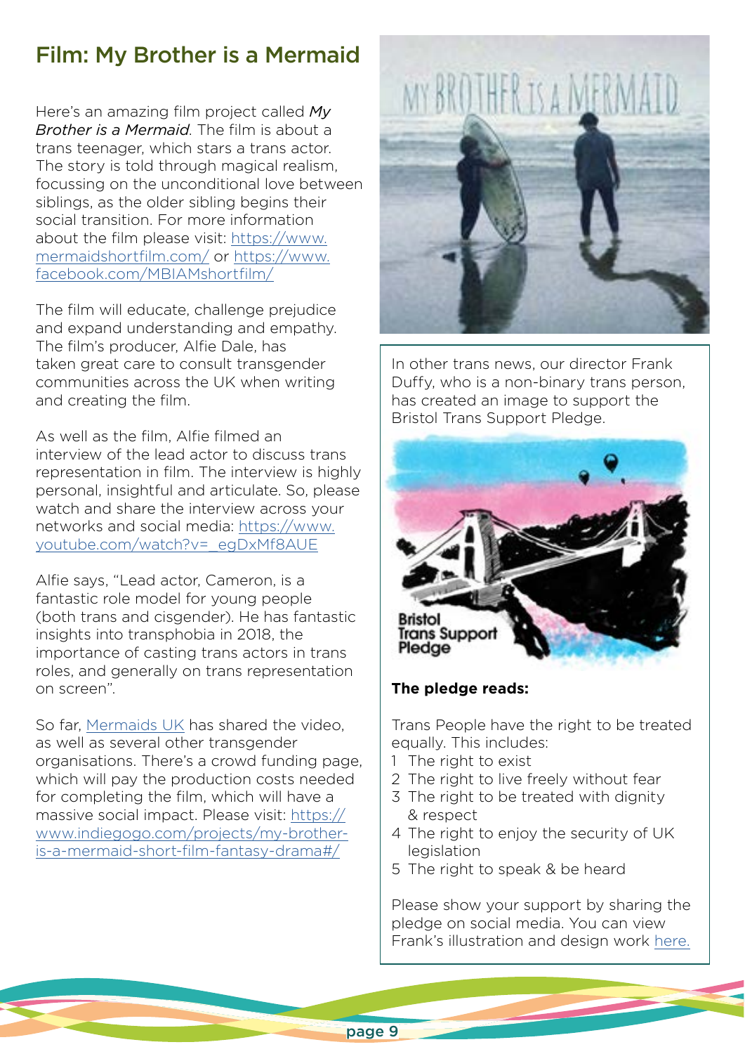## Film: My Brother is a Mermaid

Here's an amazing film project called *My Brother is a Mermaid*. The film is about a trans teenager, which stars a trans actor. The story is told through magical realism, focussing on the unconditional love between siblings, as the older sibling begins their social transition. For more information about the film please visit: https://www.mermaidshortfilm.com/ or https://www.facebook.com/MBIAMshortfilm/

The film will educate, challenge prejudice and expand understanding and empathy. The film's producer, Alfie Dale, has taken great care to consult transgender communities across the UK when writing and creating the film.

As well as the film, Alfie filmed an interview of the lead actor to discuss trans representation in film. The interview is highly personal, insightful and articulate. So, please watch and share the interview across your networks and social media: https://www.youtube.com/watch?v=_egDxMf8AUE

Alfie says, "Lead actor, Cameron, is a fantastic role model for young people (both trans and cisgender). He has fantastic insights into transphobia in 2018, the importance of casting trans actors in trans roles, and generally on trans representation on screen".

So far, Mermaids UK has shared the video, as well as several other transgender organisations. There's a crowd funding page, which will pay the production costs needed for completing the film, which will have a massive social impact. Please visit: https://www.indiegogo.com/projects/my-brother-is-a-mermaid-short-film-fantasy-drama#/

In other trans news, our director Frank Duffy, who is a non-binary trans person, has created an image to support the Bristol Trans Support Pledge.

**The pledge reads:**

Trans People have the right to be treated equally. This includes:

1. The right to exist
2. The right to live freely without fear
3. The right to be treated with dignity & respect
4. The right to enjoy the security of UK legislation
5. The right to speak & be heard

Please show your support by sharing the pledge on social media. You can view Frank's illustration and design work here.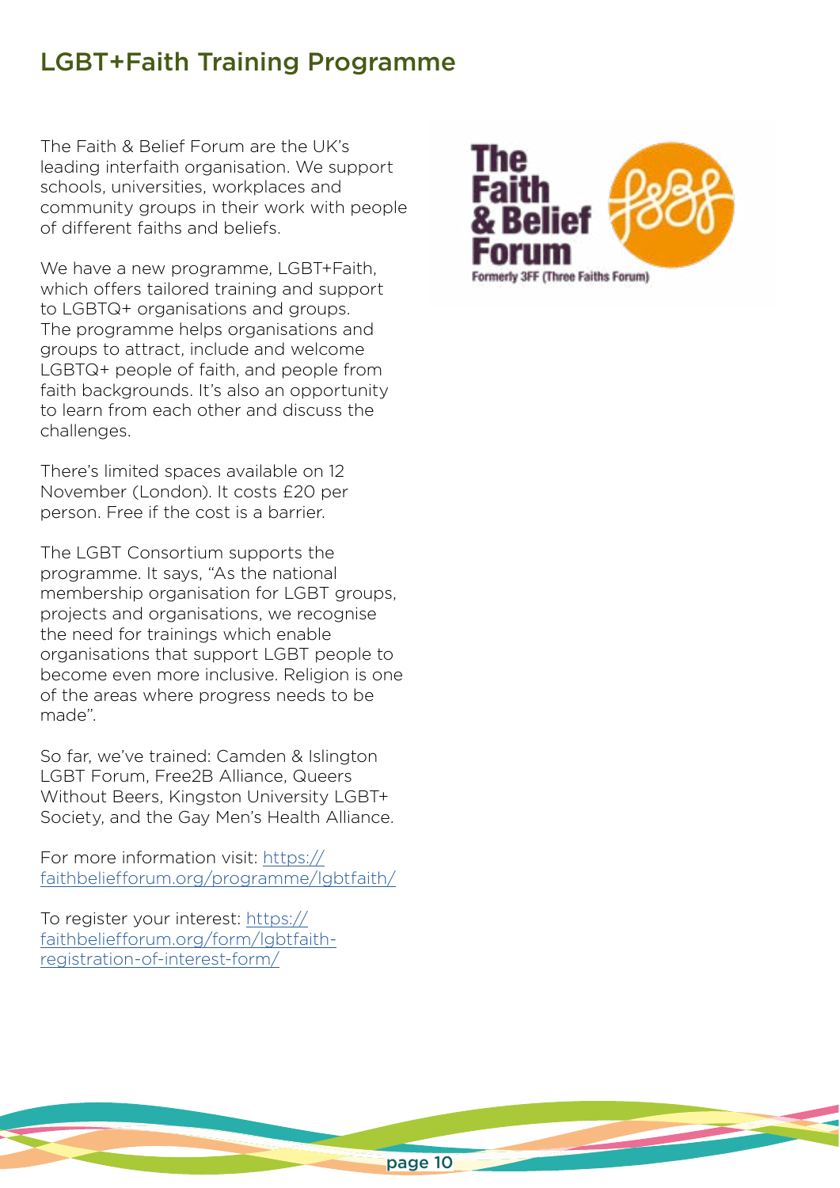## LGBT+Faith Training Programme

The Faith & Belief Forum are the UK's leading interfaith organisation. We support schools, universities, workplaces and community groups in their work with people of different faiths and beliefs.

We have a new programme, LGBT+Faith, which offers tailored training and support to LGBTQ+ organisations and groups. The programme helps organisations and groups to attract, include and welcome LGBTQ+ people of faith, and people from faith backgrounds. It's also an opportunity to learn from each other and discuss the challenges.

There's limited spaces available on 12 November (London). It costs £20 per person. Free if the cost is a barrier.

The LGBT Consortium supports the programme. It says, "As the national membership organisation for LGBT groups, projects and organisations, we recognise the need for trainings which enable organisations that support LGBT people to become even more inclusive. Religion is one of the areas where progress needs to be made".

So far, we've trained: Camden & Islington LGBT Forum, Free2B Alliance, Queers Without Beers, Kingston University LGBT+ Society, and the Gay Men's Health Alliance.

For more information visit: https://faithbeliefforum.org/programme/lgbtfaith/

To register your interest: https://faithbeliefforum.org/form/lgbtfaith-registration-of-interest-form/

The Faith & Belief Forum

Formerly 3FF (Three Faiths Forum)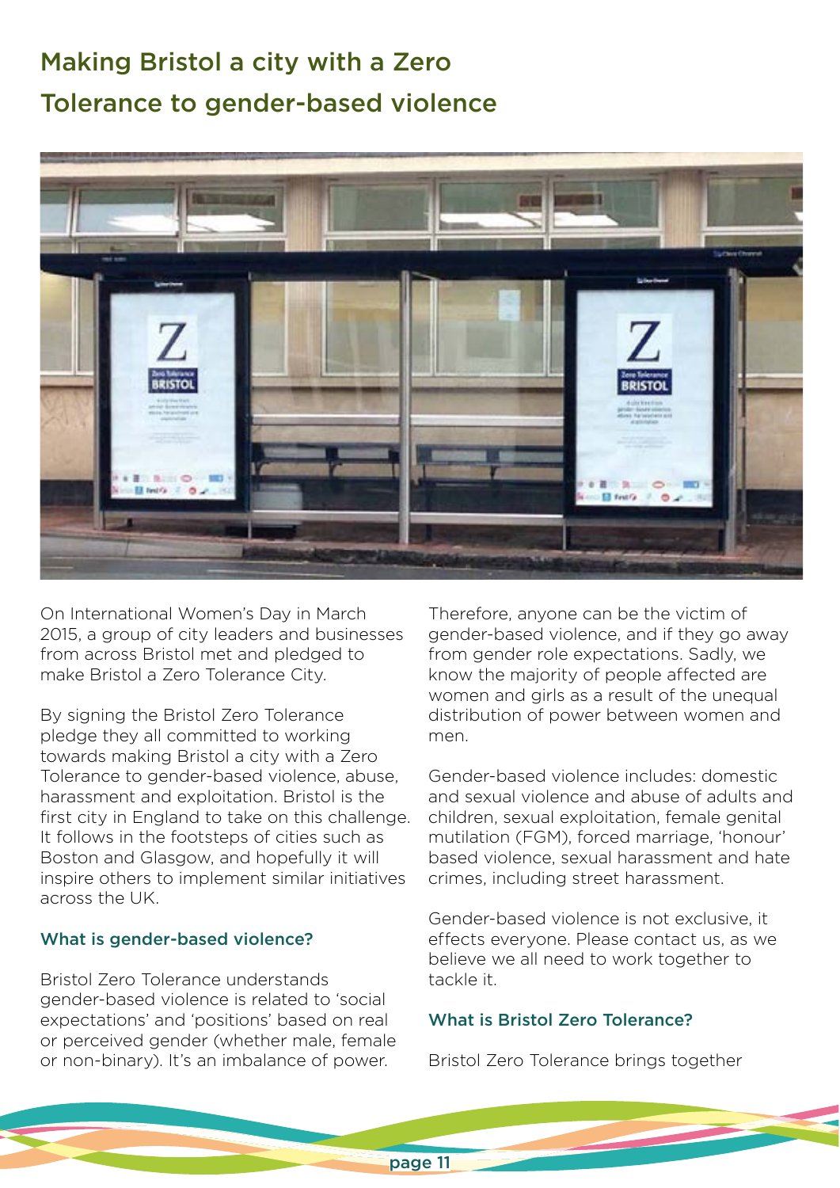# Making Bristol a city with a Zero Tolerance to gender-based violence

On International Women's Day in March 2015, a group of city leaders and businesses from across Bristol met and pledged to make Bristol a Zero Tolerance City.

By signing the Bristol Zero Tolerance pledge they all committed to working towards making Bristol a city with a Zero Tolerance to gender-based violence, abuse, harassment and exploitation. Bristol is the first city in England to take on this challenge. It follows in the footsteps of cities such as Boston and Glasgow, and hopefully it will inspire others to implement similar initiatives across the UK.

### What is gender-based violence?

Bristol Zero Tolerance understands gender-based violence is related to 'social expectations' and 'positions' based on real or perceived gender (whether male, female or non-binary). It's an imbalance of power. Therefore, anyone can be the victim of gender-based violence, and if they go away from gender role expectations. Sadly, we know the majority of people affected are women and girls as a result of the unequal distribution of power between women and men.

Gender-based violence includes: domestic and sexual violence and abuse of adults and children, sexual exploitation, female genital mutilation (FGM), forced marriage, 'honour' based violence, sexual harassment and hate crimes, including street harassment.

Gender-based violence is not exclusive, it effects everyone. Please contact us, as we believe we all need to work together to tackle it.

### What is Bristol Zero Tolerance?

Bristol Zero Tolerance brings together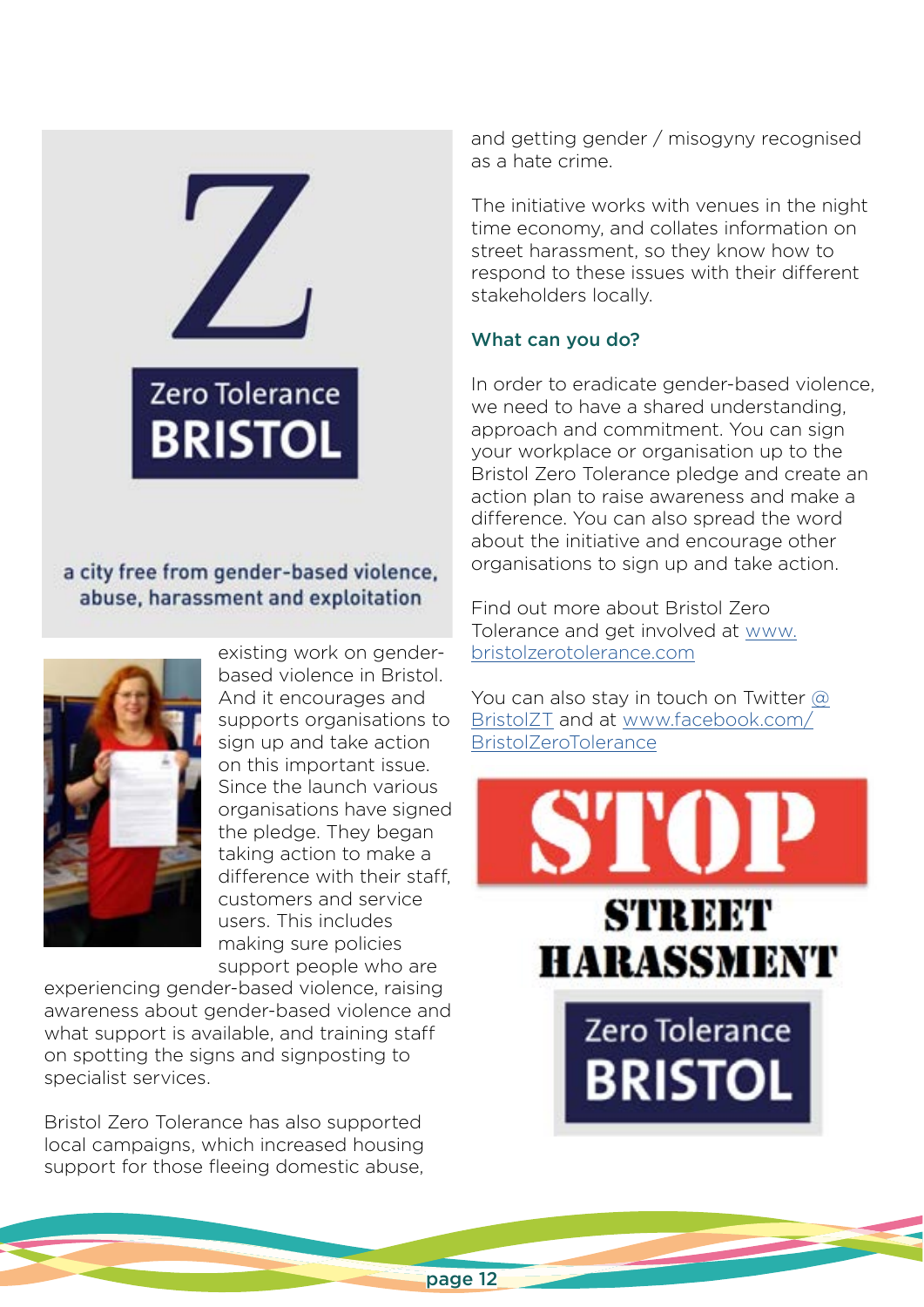Zero Tolerance

BRISTOL

a city free from gender-based violence, abuse, harassment and exploitation

existing work on gender-based violence in Bristol. And it encourages and supports organisations to sign up and take action on this important issue. Since the launch various organisations have signed the pledge. They began taking action to make a difference with their staff, customers and service users. This includes making sure policies support people who are experiencing gender-based violence, raising awareness about gender-based violence and what support is available, and training staff on spotting the signs and signposting to specialist services.

Bristol Zero Tolerance has also supported local campaigns, which increased housing support for those fleeing domestic abuse, and getting gender / misogyny recognised as a hate crime.

The initiative works with venues in the night time economy, and collates information on street harassment, so they know how to respond to these issues with their different stakeholders locally.

### What can you do?

In order to eradicate gender-based violence, we need to have a shared understanding, approach and commitment. You can sign your workplace or organisation up to the Bristol Zero Tolerance pledge and create an action plan to raise awareness and make a difference. You can also spread the word about the initiative and encourage other organisations to sign up and take action.

Find out more about Bristol Zero Tolerance and get involved at www.bristolzerotolerance.com

You can also stay in touch on Twitter @BristolZT and at www.facebook.com/BristolZeroTolerance

STOP STREET HARASSMENT

Zero Tolerance BRISTOL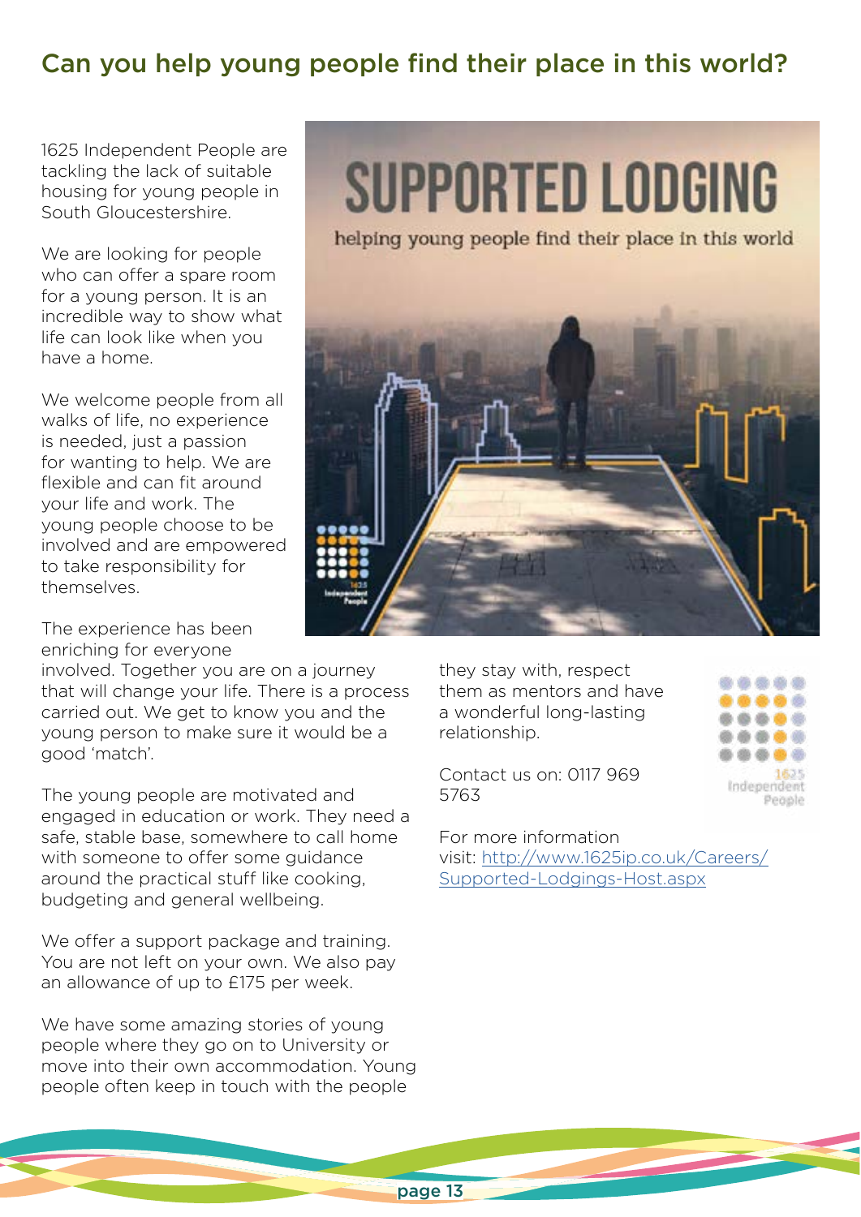## Can you help young people find their place in this world?

1625 Independent People are tackling the lack of suitable housing for young people in South Gloucestershire.

We are looking for people who can offer a spare room for a young person. It is an incredible way to show what life can look like when you have a home.

We welcome people from all walks of life, no experience is needed, just a passion for wanting to help. We are flexible and can fit around your life and work. The young people choose to be involved and are empowered to take responsibility for themselves.

The experience has been enriching for everyone involved. Together you are on a journey that will change your life. There is a process carried out. We get to know you and the young person to make sure it would be a good 'match'.

The young people are motivated and engaged in education or work. They need a safe, stable base, somewhere to call home with someone to offer some guidance around the practical stuff like cooking, budgeting and general wellbeing.

We offer a support package and training. You are not left on your own. We also pay an allowance of up to £175 per week.

We have some amazing stories of young people where they go on to University or move into their own accommodation. Young people often keep in touch with the people they stay with, respect them as mentors and have a wonderful long-lasting relationship.

Contact us on: 0117 969 5763

For more information visit: http://www.1625ip.co.uk/Careers/Supported-Lodgings-Host.aspx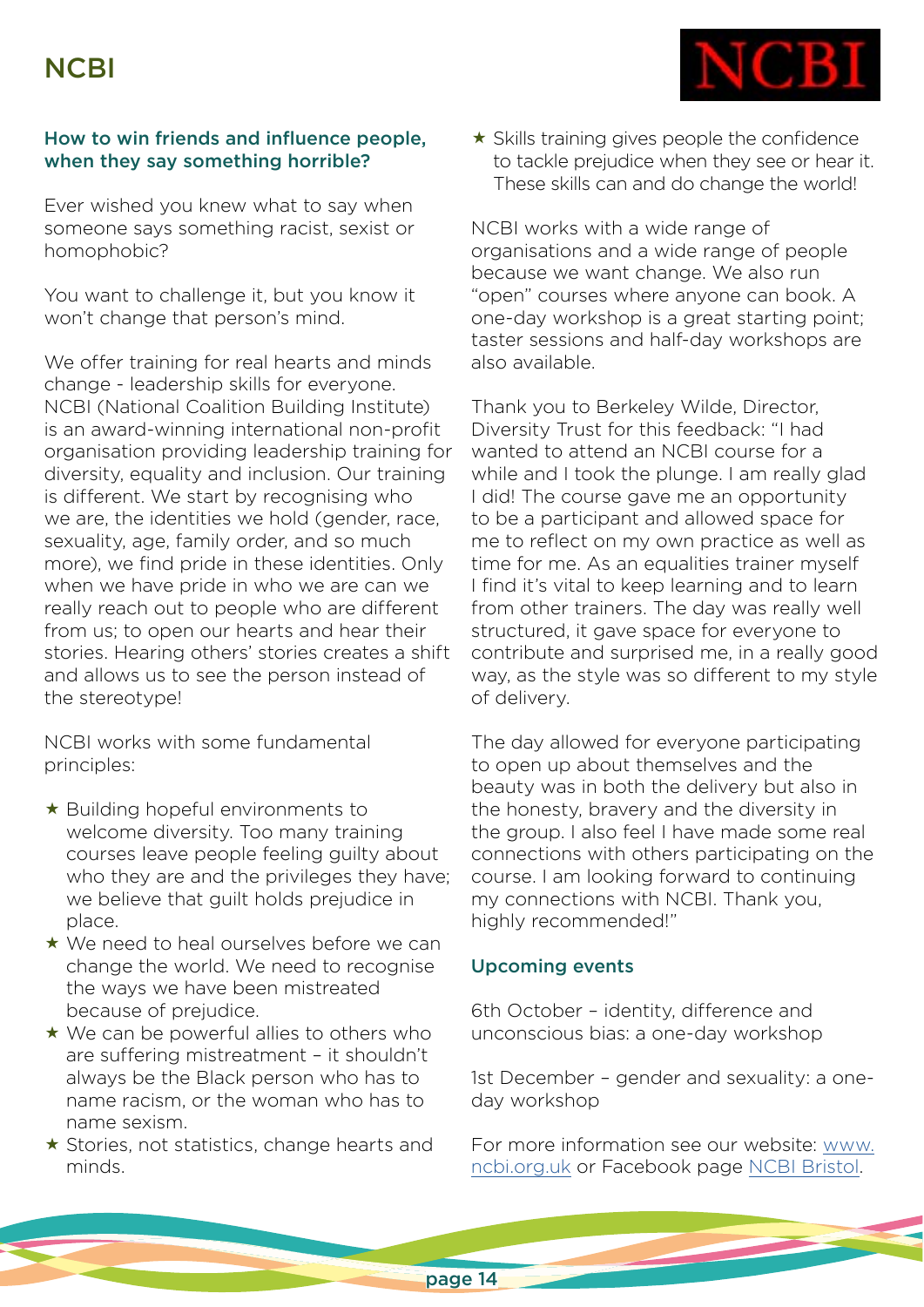# NCBI

### How to win friends and influence people, when they say something horrible?

Ever wished you knew what to say when someone says something racist, sexist or homophobic?

You want to challenge it, but you know it won't change that person's mind.

We offer training for real hearts and minds change - leadership skills for everyone. NCBI (National Coalition Building Institute) is an award-winning international non-profit organisation providing leadership training for diversity, equality and inclusion. Our training is different. We start by recognising who we are, the identities we hold (gender, race, sexuality, age, family order, and so much more), we find pride in these identities. Only when we have pride in who we are can we really reach out to people who are different from us; to open our hearts and hear their stories. Hearing others' stories creates a shift and allows us to see the person instead of the stereotype!

NCBI works with some fundamental principles:

- ★ Building hopeful environments to welcome diversity. Too many training courses leave people feeling guilty about who they are and the privileges they have; we believe that guilt holds prejudice in place.
- ★ We need to heal ourselves before we can change the world. We need to recognise the ways we have been mistreated because of prejudice.
- ★ We can be powerful allies to others who are suffering mistreatment – it shouldn't always be the Black person who has to name racism, or the woman who has to name sexism.
- ★ Stories, not statistics, change hearts and minds.
- ★ Skills training gives people the confidence to tackle prejudice when they see or hear it. These skills can and do change the world!

NCBI works with a wide range of organisations and a wide range of people because we want change. We also run "open" courses where anyone can book. A one-day workshop is a great starting point; taster sessions and half-day workshops are also available.

Thank you to Berkeley Wilde, Director, Diversity Trust for this feedback: "I had wanted to attend an NCBI course for a while and I took the plunge. I am really glad I did! The course gave me an opportunity to be a participant and allowed space for me to reflect on my own practice as well as time for me. As an equalities trainer myself I find it's vital to keep learning and to learn from other trainers. The day was really well structured, it gave space for everyone to contribute and surprised me, in a really good way, as the style was so different to my style of delivery.

The day allowed for everyone participating to open up about themselves and the beauty was in both the delivery but also in the honesty, bravery and the diversity in the group. I also feel I have made some real connections with others participating on the course. I am looking forward to continuing my connections with NCBI. Thank you, highly recommended!"

### Upcoming events

6th October – identity, difference and unconscious bias: a one-day workshop

1st December – gender and sexuality: a one-day workshop

For more information see our website: www.ncbi.org.uk or Facebook page NCBI Bristol.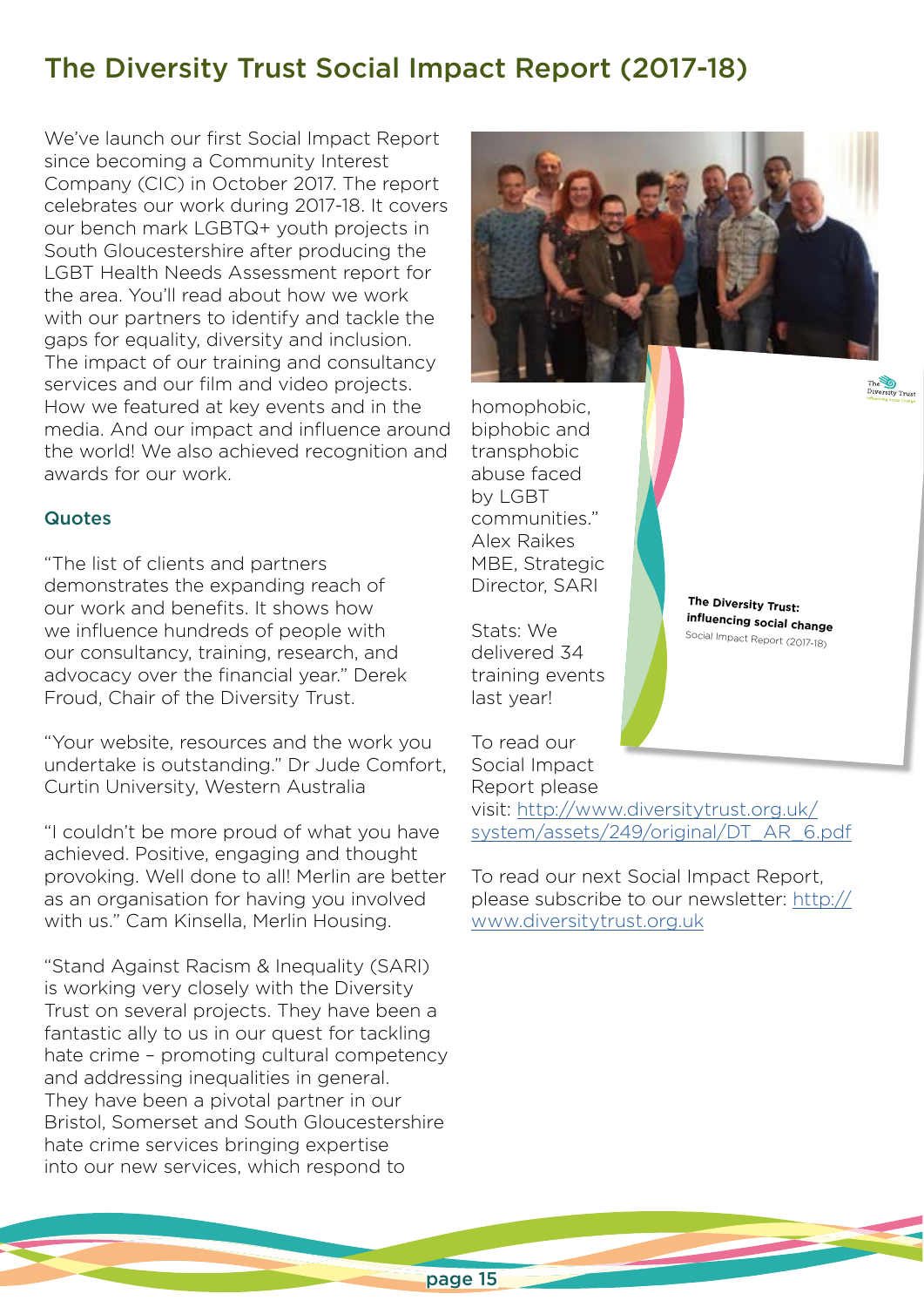# The Diversity Trust Social Impact Report (2017-18)

We've launch our first Social Impact Report since becoming a Community Interest Company (CIC) in October 2017. The report celebrates our work during 2017-18. It covers our bench mark LGBTQ+ youth projects in South Gloucestershire after producing the LGBT Health Needs Assessment report for the area. You'll read about how we work with our partners to identify and tackle the gaps for equality, diversity and inclusion. The impact of our training and consultancy services and our film and video projects. How we featured at key events and in the media. And our impact and influence around the world! We also achieved recognition and awards for our work.

### Quotes

"The list of clients and partners demonstrates the expanding reach of our work and benefits. It shows how we influence hundreds of people with our consultancy, training, research, and advocacy over the financial year." Derek Froud, Chair of the Diversity Trust.

"Your website, resources and the work you undertake is outstanding." Dr Jude Comfort, Curtin University, Western Australia

"I couldn't be more proud of what you have achieved. Positive, engaging and thought provoking. Well done to all! Merlin are better as an organisation for having you involved with us." Cam Kinsella, Merlin Housing.

"Stand Against Racism & Inequality (SARI) is working very closely with the Diversity Trust on several projects. They have been a fantastic ally to us in our quest for tackling hate crime – promoting cultural competency and addressing inequalities in general. They have been a pivotal partner in our Bristol, Somerset and South Gloucestershire hate crime services bringing expertise into our new services, which respond to homophobic, biphobic and transphobic abuse faced by LGBT communities." Alex Raikes MBE, Strategic Director, SARI

Stats: We delivered 34 training events last year!

The Diversity Trust: influencing social change
Social Impact Report (2017-18)

To read our Social Impact Report please visit: http://www.diversitytrust.org.uk/system/assets/249/original/DT_AR_6.pdf

To read our next Social Impact Report, please subscribe to our newsletter: http://www.diversitytrust.org.uk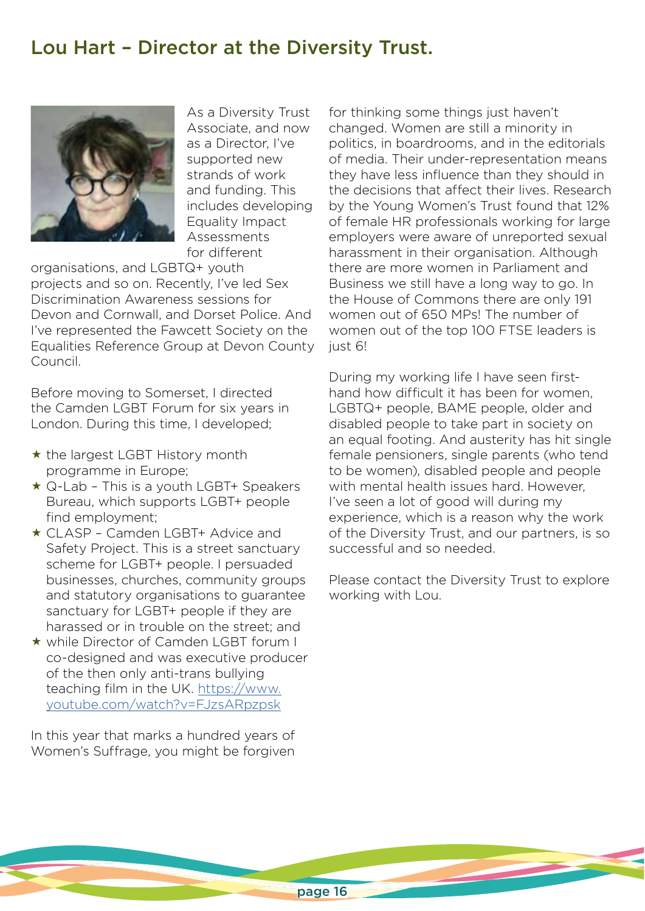## Lou Hart – Director at the Diversity Trust.

As a Diversity Trust Associate, and now as a Director, I've supported new strands of work and funding. This includes developing Equality Impact Assessments for different organisations, and LGBTQ+ youth projects and so on. Recently, I've led Sex Discrimination Awareness sessions for Devon and Cornwall, and Dorset Police. And I've represented the Fawcett Society on the Equalities Reference Group at Devon County Council.

Before moving to Somerset, I directed the Camden LGBT Forum for six years in London. During this time, I developed;

- ★ the largest LGBT History month programme in Europe;
- ★ Q-Lab – This is a youth LGBT+ Speakers Bureau, which supports LGBT+ people find employment;
- ★ CLASP – Camden LGBT+ Advice and Safety Project. This is a street sanctuary scheme for LGBT+ people. I persuaded businesses, churches, community groups and statutory organisations to guarantee sanctuary for LGBT+ people if they are harassed or in trouble on the street; and
- ★ while Director of Camden LGBT forum I co-designed and was executive producer of the then only anti-trans bullying teaching film in the UK. https://www.youtube.com/watch?v=FJzsARpzpsk

In this year that marks a hundred years of Women's Suffrage, you might be forgiven for thinking some things just haven't changed. Women are still a minority in politics, in boardrooms, and in the editorials of media. Their under-representation means they have less influence than they should in the decisions that affect their lives. Research by the Young Women's Trust found that 12% of female HR professionals working for large employers were aware of unreported sexual harassment in their organisation. Although there are more women in Parliament and Business we still have a long way to go. In the House of Commons there are only 191 women out of 650 MPs! The number of women out of the top 100 FTSE leaders is just 6!

During my working life I have seen first-hand how difficult it has been for women, LGBTQ+ people, BAME people, older and disabled people to take part in society on an equal footing. And austerity has hit single female pensioners, single parents (who tend to be women), disabled people and people with mental health issues hard. However, I've seen a lot of good will during my experience, which is a reason why the work of the Diversity Trust, and our partners, is so successful and so needed.

Please contact the Diversity Trust to explore working with Lou.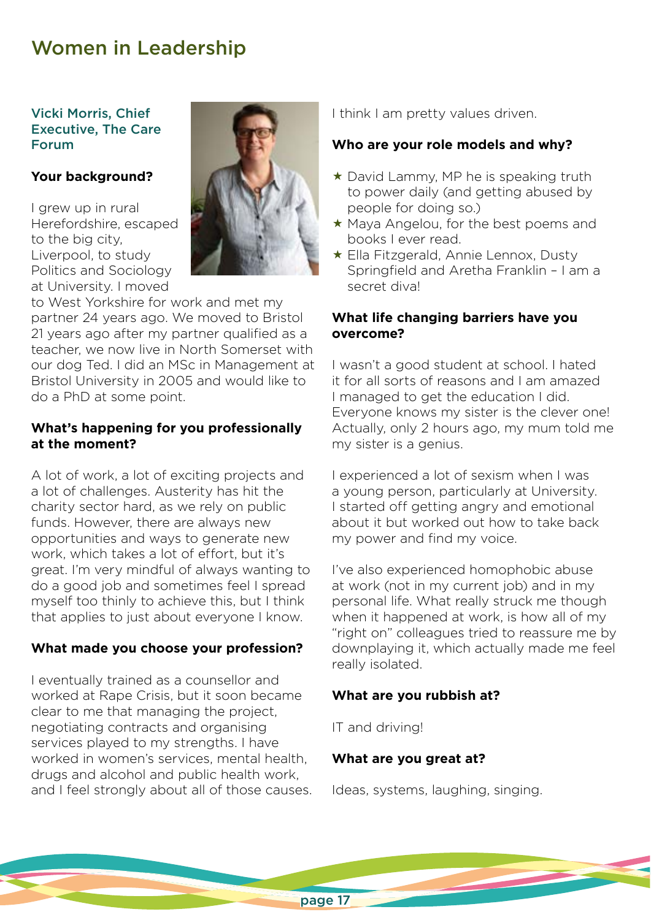# Women in Leadership

### Vicki Morris, Chief Executive, The Care Forum

**Your background?**

I grew up in rural Herefordshire, escaped to the big city, Liverpool, to study Politics and Sociology at University. I moved to West Yorkshire for work and met my partner 24 years ago. We moved to Bristol 21 years ago after my partner qualified as a teacher, we now live in North Somerset with our dog Ted. I did an MSc in Management at Bristol University in 2005 and would like to do a PhD at some point.

**What's happening for you professionally at the moment?**

A lot of work, a lot of exciting projects and a lot of challenges. Austerity has hit the charity sector hard, as we rely on public funds. However, there are always new opportunities and ways to generate new work, which takes a lot of effort, but it's great. I'm very mindful of always wanting to do a good job and sometimes feel I spread myself too thinly to achieve this, but I think that applies to just about everyone I know.

**What made you choose your profession?**

I eventually trained as a counsellor and worked at Rape Crisis, but it soon became clear to me that managing the project, negotiating contracts and organising services played to my strengths. I have worked in women's services, mental health, drugs and alcohol and public health work, and I feel strongly about all of those causes. I think I am pretty values driven.

**Who are your role models and why?**

- ★ David Lammy, MP he is speaking truth to power daily (and getting abused by people for doing so.)
- ★ Maya Angelou, for the best poems and books I ever read.
- ★ Ella Fitzgerald, Annie Lennox, Dusty Springfield and Aretha Franklin – I am a secret diva!

**What life changing barriers have you overcome?**

I wasn't a good student at school. I hated it for all sorts of reasons and I am amazed I managed to get the education I did. Everyone knows my sister is the clever one! Actually, only 2 hours ago, my mum told me my sister is a genius.

I experienced a lot of sexism when I was a young person, particularly at University. I started off getting angry and emotional about it but worked out how to take back my power and find my voice.

I've also experienced homophobic abuse at work (not in my current job) and in my personal life. What really struck me though when it happened at work, is how all of my "right on" colleagues tried to reassure me by downplaying it, which actually made me feel really isolated.

**What are you rubbish at?**

IT and driving!

**What are you great at?**

Ideas, systems, laughing, singing.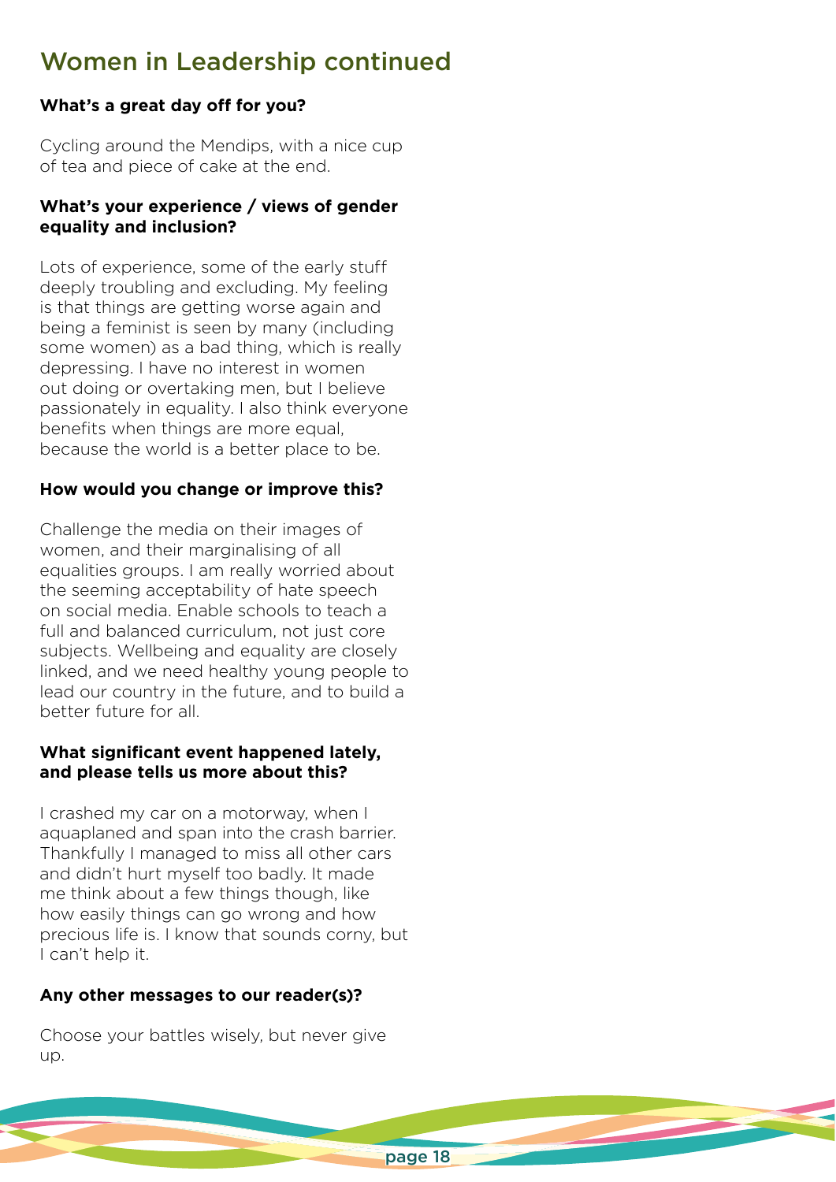## Women in Leadership continued

**What's a great day off for you?**

Cycling around the Mendips, with a nice cup of tea and piece of cake at the end.

**What's your experience / views of gender equality and inclusion?**

Lots of experience, some of the early stuff deeply troubling and excluding. My feeling is that things are getting worse again and being a feminist is seen by many (including some women) as a bad thing, which is really depressing. I have no interest in women out doing or overtaking men, but I believe passionately in equality. I also think everyone benefits when things are more equal, because the world is a better place to be.

**How would you change or improve this?**

Challenge the media on their images of women, and their marginalising of all equalities groups. I am really worried about the seeming acceptability of hate speech on social media. Enable schools to teach a full and balanced curriculum, not just core subjects. Wellbeing and equality are closely linked, and we need healthy young people to lead our country in the future, and to build a better future for all.

**What significant event happened lately, and please tells us more about this?**

I crashed my car on a motorway, when I aquaplaned and span into the crash barrier. Thankfully I managed to miss all other cars and didn't hurt myself too badly. It made me think about a few things though, like how easily things can go wrong and how precious life is. I know that sounds corny, but I can't help it.

**Any other messages to our reader(s)?**

Choose your battles wisely, but never give up.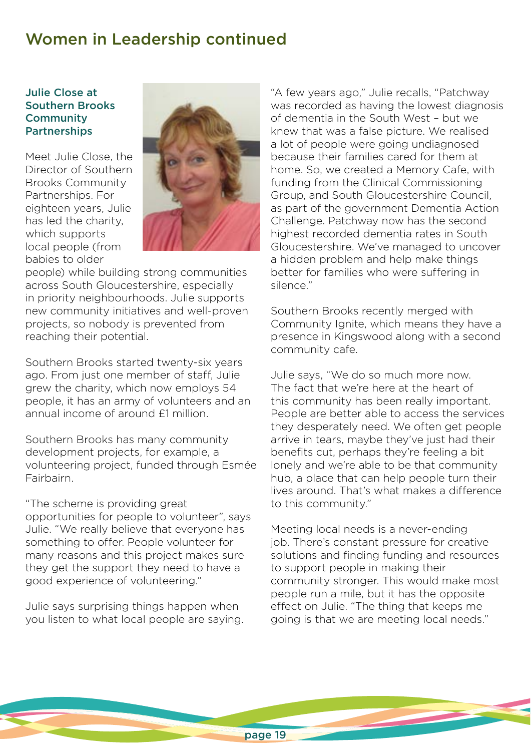# Women in Leadership continued

### Julie Close at Southern Brooks Community Partnerships

Meet Julie Close, the Director of Southern Brooks Community Partnerships. For eighteen years, Julie has led the charity, which supports local people (from babies to older people) while building strong communities across South Gloucestershire, especially in priority neighbourhoods. Julie supports new community initiatives and well-proven projects, so nobody is prevented from reaching their potential.

Southern Brooks started twenty-six years ago. From just one member of staff, Julie grew the charity, which now employs 54 people, it has an army of volunteers and an annual income of around £1 million.

Southern Brooks has many community development projects, for example, a volunteering project, funded through Esmée Fairbairn.

"The scheme is providing great opportunities for people to volunteer", says Julie. "We really believe that everyone has something to offer. People volunteer for many reasons and this project makes sure they get the support they need to have a good experience of volunteering."

Julie says surprising things happen when you listen to what local people are saying.

"A few years ago," Julie recalls, "Patchway was recorded as having the lowest diagnosis of dementia in the South West – but we knew that was a false picture. We realised a lot of people were going undiagnosed because their families cared for them at home. So, we created a Memory Cafe, with funding from the Clinical Commissioning Group, and South Gloucestershire Council, as part of the government Dementia Action Challenge. Patchway now has the second highest recorded dementia rates in South Gloucestershire. We've managed to uncover a hidden problem and help make things better for families who were suffering in silence."

Southern Brooks recently merged with Community Ignite, which means they have a presence in Kingswood along with a second community cafe.

Julie says, "We do so much more now. The fact that we're here at the heart of this community has been really important. People are better able to access the services they desperately need. We often get people arrive in tears, maybe they've just had their benefits cut, perhaps they're feeling a bit lonely and we're able to be that community hub, a place that can help people turn their lives around. That's what makes a difference to this community."

Meeting local needs is a never-ending job. There's constant pressure for creative solutions and finding funding and resources to support people in making their community stronger. This would make most people run a mile, but it has the opposite effect on Julie. "The thing that keeps me going is that we are meeting local needs."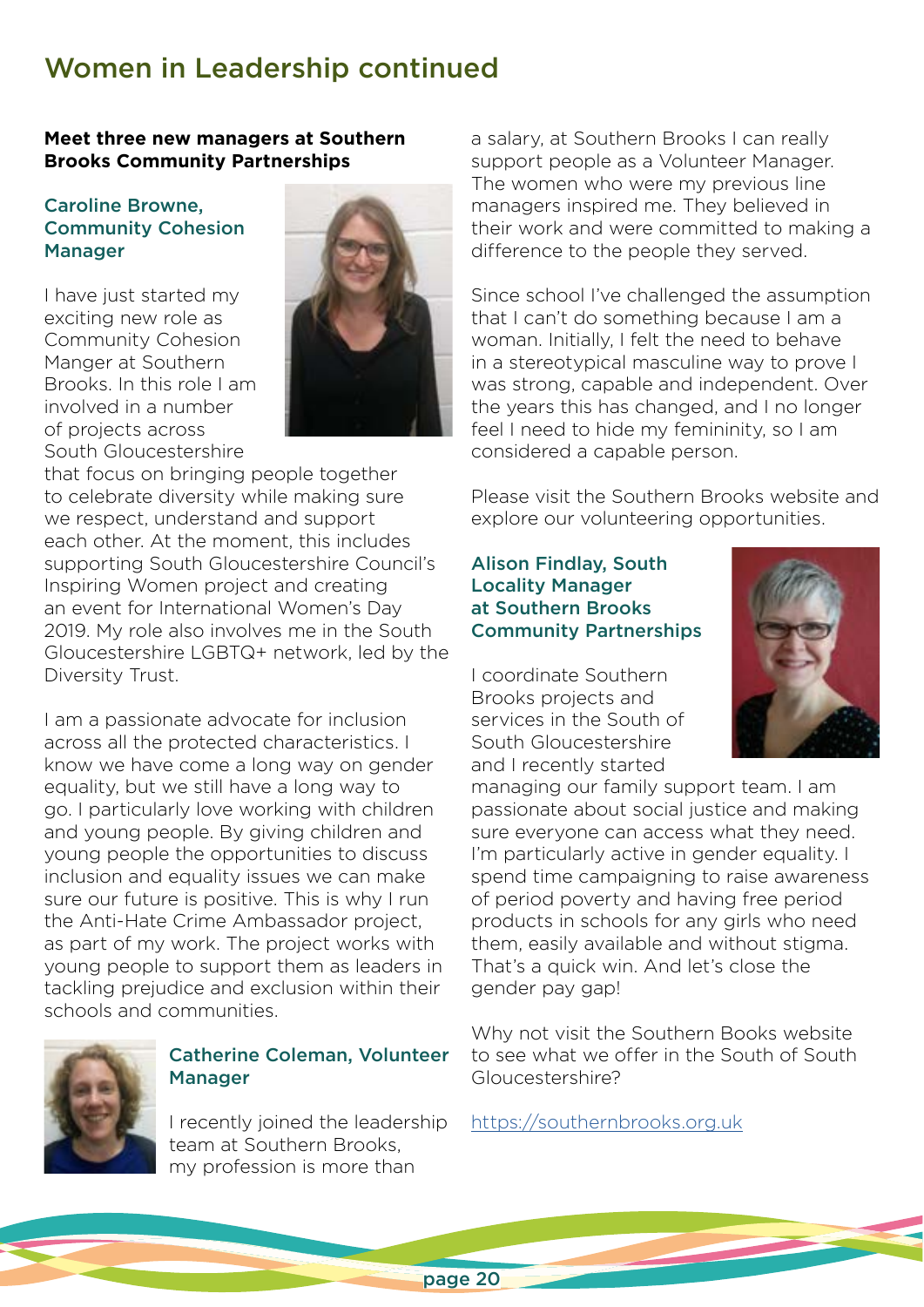# Women in Leadership continued

**Meet three new managers at Southern Brooks Community Partnerships**

### Caroline Browne, Community Cohesion Manager

I have just started my exciting new role as Community Cohesion Manger at Southern Brooks. In this role I am involved in a number of projects across South Gloucestershire that focus on bringing people together to celebrate diversity while making sure we respect, understand and support each other. At the moment, this includes supporting South Gloucestershire Council's Inspiring Women project and creating an event for International Women's Day 2019. My role also involves me in the South Gloucestershire LGBTQ+ network, led by the Diversity Trust.

I am a passionate advocate for inclusion across all the protected characteristics. I know we have come a long way on gender equality, but we still have a long way to go. I particularly love working with children and young people. By giving children and young people the opportunities to discuss inclusion and equality issues we can make sure our future is positive. This is why I run the Anti-Hate Crime Ambassador project, as part of my work. The project works with young people to support them as leaders in tackling prejudice and exclusion within their schools and communities.

### Catherine Coleman, Volunteer Manager

I recently joined the leadership team at Southern Brooks, my profession is more than a salary, at Southern Brooks I can really support people as a Volunteer Manager. The women who were my previous line managers inspired me. They believed in their work and were committed to making a difference to the people they served.

Since school I've challenged the assumption that I can't do something because I am a woman. Initially, I felt the need to behave in a stereotypical masculine way to prove I was strong, capable and independent. Over the years this has changed, and I no longer feel I need to hide my femininity, so I am considered a capable person.

Please visit the Southern Brooks website and explore our volunteering opportunities.

### Alison Findlay, South Locality Manager at Southern Brooks Community Partnerships

I coordinate Southern Brooks projects and services in the South of South Gloucestershire and I recently started managing our family support team. I am passionate about social justice and making sure everyone can access what they need. I'm particularly active in gender equality. I spend time campaigning to raise awareness of period poverty and having free period products in schools for any girls who need them, easily available and without stigma. That's a quick win. And let's close the gender pay gap!

Why not visit the Southern Books website to see what we offer in the South of South Gloucestershire?

https://southernbrooks.org.uk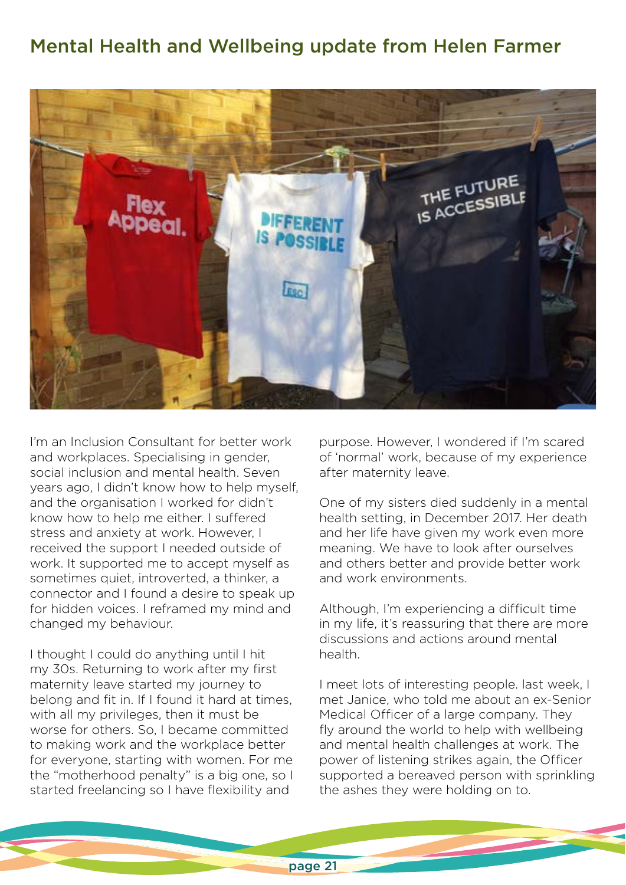## Mental Health and Wellbeing update from Helen Farmer

I'm an Inclusion Consultant for better work and workplaces. Specialising in gender, social inclusion and mental health. Seven years ago, I didn't know how to help myself, and the organisation I worked for didn't know how to help me either. I suffered stress and anxiety at work. However, I received the support I needed outside of work. It supported me to accept myself as sometimes quiet, introverted, a thinker, a connector and I found a desire to speak up for hidden voices. I reframed my mind and changed my behaviour.

I thought I could do anything until I hit my 30s. Returning to work after my first maternity leave started my journey to belong and fit in. If I found it hard at times, with all my privileges, then it must be worse for others. So, I became committed to making work and the workplace better for everyone, starting with women. For me the "motherhood penalty" is a big one, so I started freelancing so I have flexibility and purpose. However, I wondered if I'm scared of 'normal' work, because of my experience after maternity leave.

One of my sisters died suddenly in a mental health setting, in December 2017. Her death and her life have given my work even more meaning. We have to look after ourselves and others better and provide better work and work environments.

Although, I'm experiencing a difficult time in my life, it's reassuring that there are more discussions and actions around mental health.

I meet lots of interesting people. last week, I met Janice, who told me about an ex-Senior Medical Officer of a large company. They fly around the world to help with wellbeing and mental health challenges at work. The power of listening strikes again, the Officer supported a bereaved person with sprinkling the ashes they were holding on to.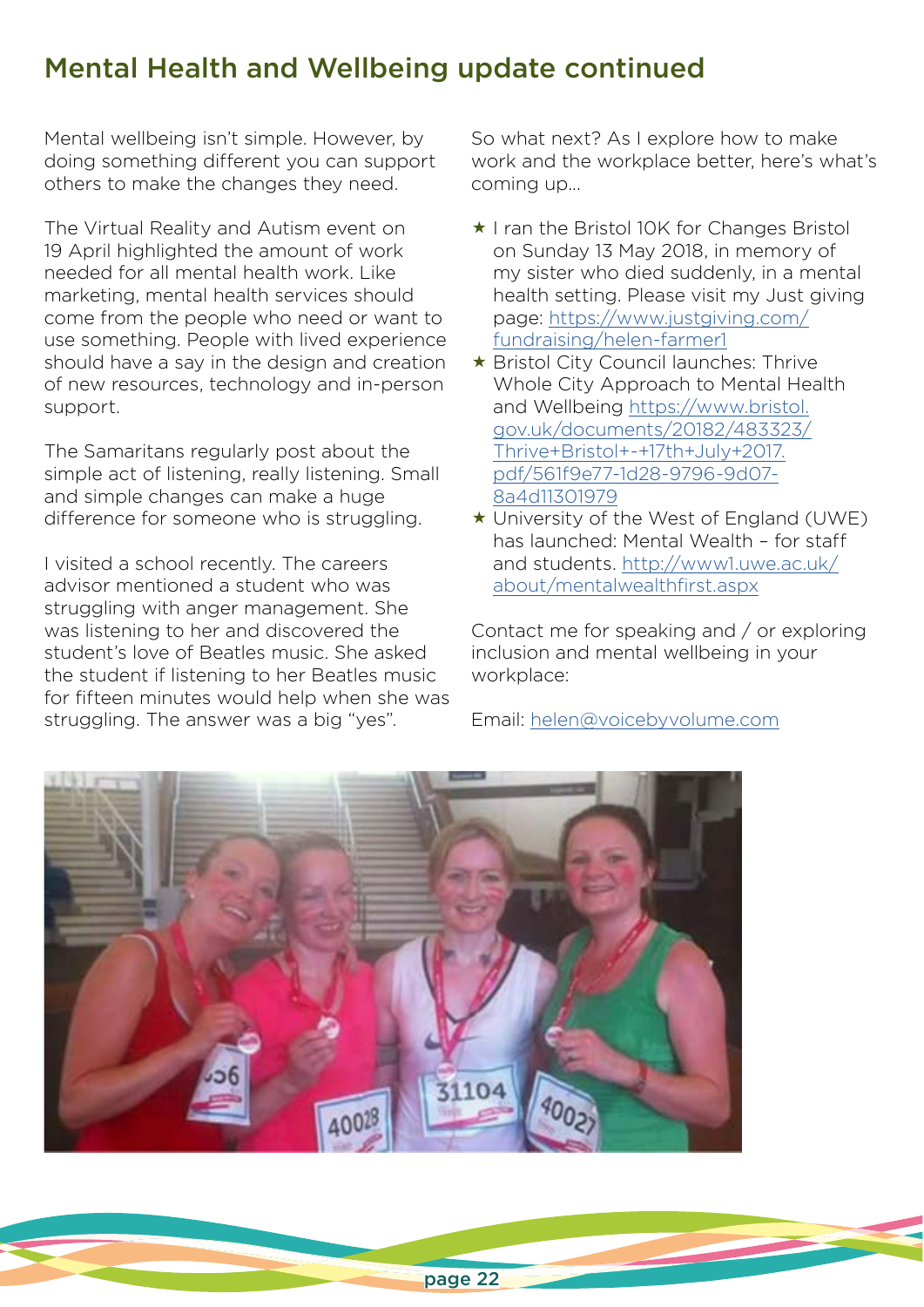## Mental Health and Wellbeing update continued

Mental wellbeing isn't simple. However, by doing something different you can support others to make the changes they need.

The Virtual Reality and Autism event on 19 April highlighted the amount of work needed for all mental health work. Like marketing, mental health services should come from the people who need or want to use something. People with lived experience should have a say in the design and creation of new resources, technology and in-person support.

The Samaritans regularly post about the simple act of listening, really listening. Small and simple changes can make a huge difference for someone who is struggling.

I visited a school recently. The careers advisor mentioned a student who was struggling with anger management. She was listening to her and discovered the student's love of Beatles music. She asked the student if listening to her Beatles music for fifteen minutes would help when she was struggling. The answer was a big "yes".

So what next? As I explore how to make work and the workplace better, here's what's coming up...

- ★ I ran the Bristol 10K for Changes Bristol on Sunday 13 May 2018, in memory of my sister who died suddenly, in a mental health setting. Please visit my Just giving page: https://www.justgiving.com/fundraising/helen-farmer1
- ★ Bristol City Council launches: Thrive Whole City Approach to Mental Health and Wellbeing https://www.bristol.gov.uk/documents/20182/483323/Thrive+Bristol+-+17th+July+2017.pdf/561f9e77-1d28-9796-9d07-8a4d11301979
- ★ University of the West of England (UWE) has launched: Mental Wealth – for staff and students. http://www1.uwe.ac.uk/about/mentalwealthfirst.aspx

Contact me for speaking and / or exploring inclusion and mental wellbeing in your workplace:

Email: helen@voicebyvolume.com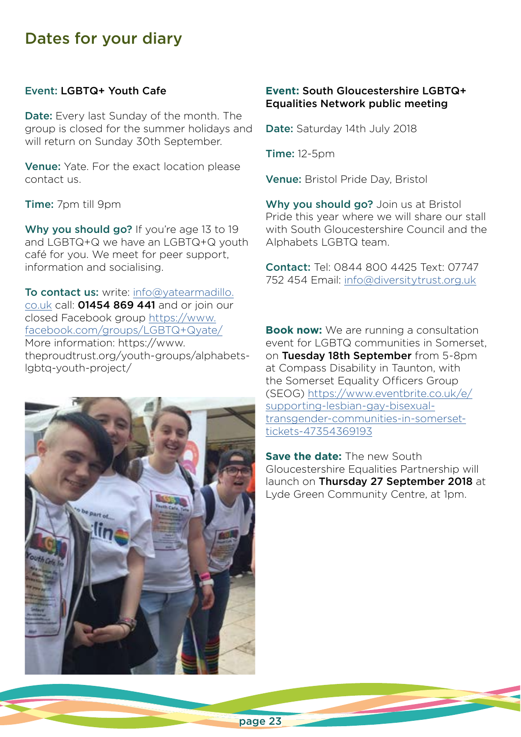# Dates for your diary

**Event:** **LGBTQ+ Youth Cafe**

**Date:** Every last Sunday of the month. The group is closed for the summer holidays and will return on Sunday 30th September.

**Venue:** Yate. For the exact location please contact us.

**Time:** 7pm till 9pm

**Why you should go?** If you're age 13 to 19 and LGBTQ+Q we have an LGBTQ+Q youth café for you. We meet for peer support, information and socialising.

**To contact us:** write: info@yatearmadillo.co.uk call: **01454 869 441** and or join our closed Facebook group https://www.facebook.com/groups/LGBTQ+Qyate/ More information: https://www.theproudtrust.org/youth-groups/alphabets-lgbtq-youth-project/

**Event:** **South Gloucestershire LGBTQ+ Equalities Network public meeting**

**Date:** Saturday 14th July 2018

**Time:** 12-5pm

**Venue:** Bristol Pride Day, Bristol

**Why you should go?** Join us at Bristol Pride this year where we will share our stall with South Gloucestershire Council and the Alphabets LGBTQ team.

**Contact:** Tel: 0844 800 4425 Text: 07747 752 454 Email: info@diversitytrust.org.uk

**Book now:** We are running a consultation event for LGBTQ communities in Somerset, on **Tuesday 18th September** from 5-8pm at Compass Disability in Taunton, with the Somerset Equality Officers Group (SEOG) https://www.eventbrite.co.uk/e/supporting-lesbian-gay-bisexual-transgender-communities-in-somerset-tickets-47354369193

**Save the date:** The new South Gloucestershire Equalities Partnership will launch on **Thursday 27 September 2018** at Lyde Green Community Centre, at 1pm.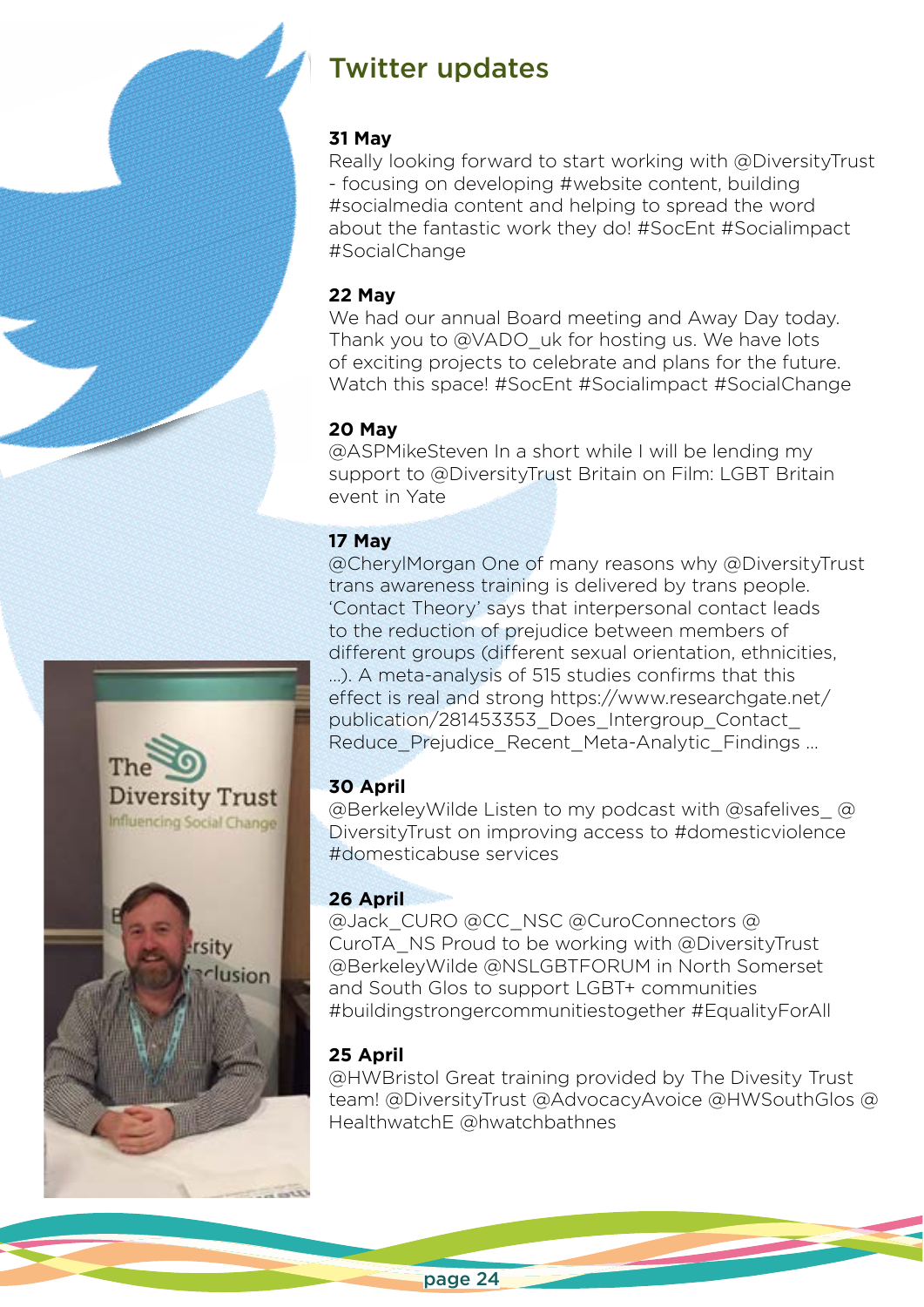# Twitter updates

**31 May**
Really looking forward to start working with @DiversityTrust - focusing on developing #website content, building #socialmedia content and helping to spread the word about the fantastic work they do! #SocEnt #Socialimpact #SocialChange

**22 May**
We had our annual Board meeting and Away Day today. Thank you to @VADO_uk for hosting us. We have lots of exciting projects to celebrate and plans for the future. Watch this space! #SocEnt #Socialimpact #SocialChange

**20 May**
@ASPMikeSteven In a short while I will be lending my support to @DiversityTrust Britain on Film: LGBT Britain event in Yate

**17 May**
@CherylMorgan One of many reasons why @DiversityTrust trans awareness training is delivered by trans people. 'Contact Theory' says that interpersonal contact leads to the reduction of prejudice between members of different groups (different sexual orientation, ethnicities, ...). A meta-analysis of 515 studies confirms that this effect is real and strong https://www.researchgate.net/publication/281453353_Does_Intergroup_Contact_Reduce_Prejudice_Recent_Meta-Analytic_Findings ...

**30 April**
@BerkeleyWilde Listen to my podcast with @safelives_ @DiversityTrust on improving access to #domesticviolence #domesticabuse services

**26 April**
@Jack_CURO @CC_NSC @CuroConnectors @CuroTA_NS Proud to be working with @DiversityTrust @BerkeleyWilde @NSLGBTFORUM in North Somerset and South Glos to support LGBT+ communities #buildingstrongercommunitiestogether #EqualityForAll

**25 April**
@HWBristol Great training provided by The Divesity Trust team! @DiversityTrust @AdvocacyAvoice @HWSouthGlos @HealthwatchE @hwatchbathnes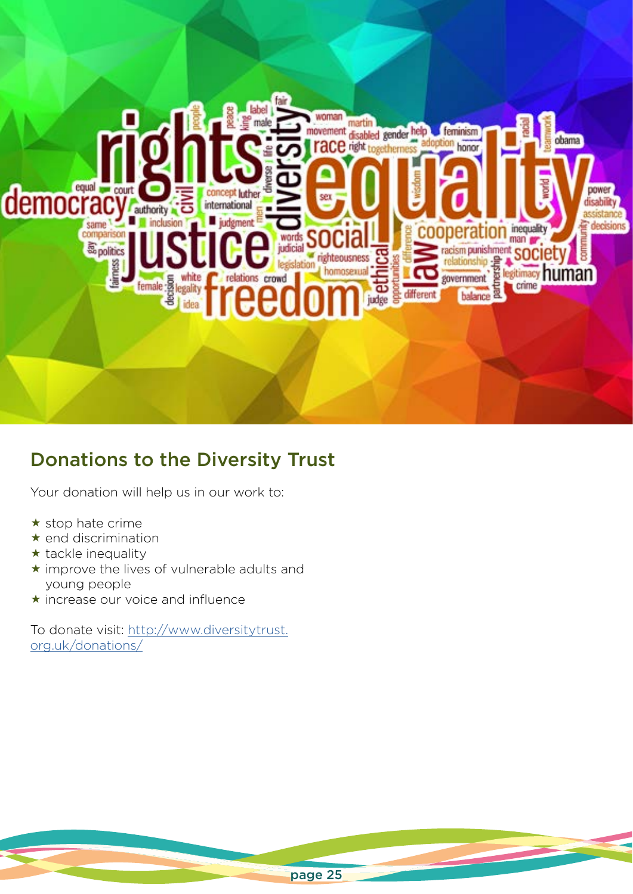## Donations to the Diversity Trust

Your donation will help us in our work to:

- ★ stop hate crime
- ★ end discrimination
- ★ tackle inequality
- ★ improve the lives of vulnerable adults and young people
- ★ increase our voice and influence

To donate visit: http://www.diversitytrust.org.uk/donations/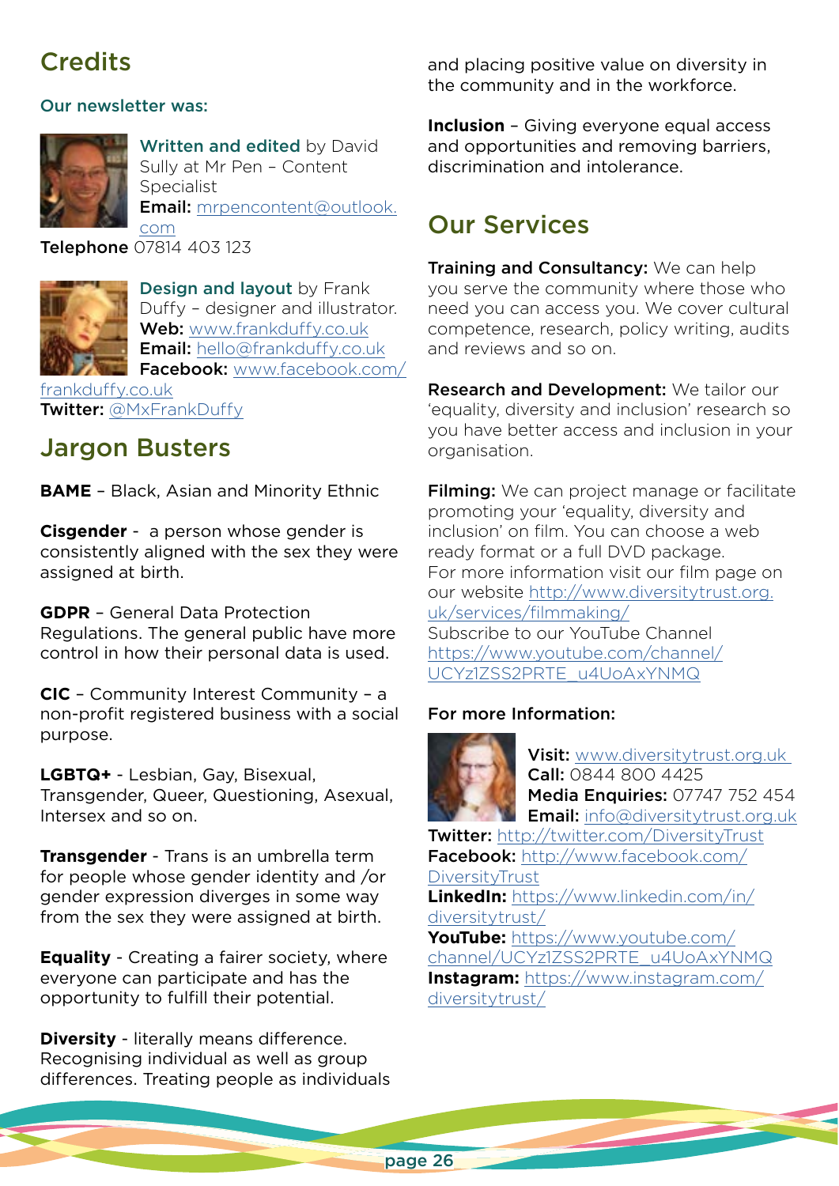## Credits

### Our newsletter was:

**Written and edited** by David Sully at Mr Pen – Content Specialist
**Email:** mrpencontent@outlook.com
**Telephone** 07814 403 123

**Design and layout** by Frank Duffy – designer and illustrator.
**Web:** www.frankduffy.co.uk
**Email:** hello@frankduffy.co.uk
**Facebook:** www.facebook.com/frankduffy.co.uk
**Twitter:** @MxFrankDuffy

## Jargon Busters

**BAME** – Black, Asian and Minority Ethnic

**Cisgender** - a person whose gender is consistently aligned with the sex they were assigned at birth.

**GDPR** – General Data Protection Regulations. The general public have more control in how their personal data is used.

**CIC** – Community Interest Community – a non-profit registered business with a social purpose.

**LGBTQ+** - Lesbian, Gay, Bisexual, Transgender, Queer, Questioning, Asexual, Intersex and so on.

**Transgender** - Trans is an umbrella term for people whose gender identity and /or gender expression diverges in some way from the sex they were assigned at birth.

**Equality** - Creating a fairer society, where everyone can participate and has the opportunity to fulfill their potential.

**Diversity** - literally means difference. Recognising individual as well as group differences. Treating people as individuals and placing positive value on diversity in the community and in the workforce.

**Inclusion** – Giving everyone equal access and opportunities and removing barriers, discrimination and intolerance.

## Our Services

**Training and Consultancy:** We can help you serve the community where those who need you can access you. We cover cultural competence, research, policy writing, audits and reviews and so on.

**Research and Development:** We tailor our 'equality, diversity and inclusion' research so you have better access and inclusion in your organisation.

**Filming:** We can project manage or facilitate promoting your 'equality, diversity and inclusion' on film. You can choose a web ready format or a full DVD package.
For more information visit our film page on our website http://www.diversitytrust.org.uk/services/filmmaking/
Subscribe to our YouTube Channel https://www.youtube.com/channel/UCYz1ZSS2PRTE_u4UoAxYNMQ

### For more Information:

**Visit:** www.diversitytrust.org.uk
**Call:** 0844 800 4425
**Media Enquiries:** 07747 752 454
**Email:** info@diversitytrust.org.uk
**Twitter:** http://twitter.com/DiversityTrust
**Facebook:** http://www.facebook.com/DiversityTrust
**LinkedIn:** https://www.linkedin.com/in/diversitytrust/
**YouTube:** https://www.youtube.com/channel/UCYz1ZSS2PRTE_u4UoAxYNMQ
**Instagram:** https://www.instagram.com/diversitytrust/